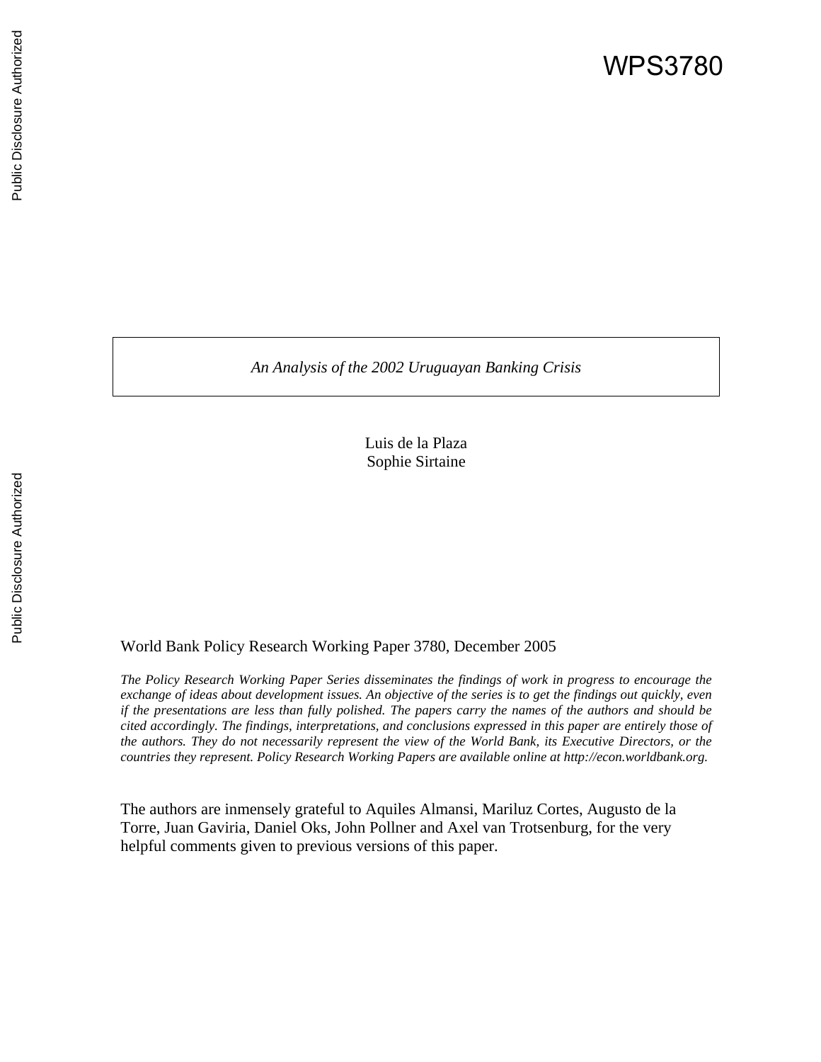WPS3780

# *An Analysis of the 2002 Uruguayan Banking Crisis*

Luis de la Plaza
Sophie Sirtaine

World Bank Policy Research Working Paper 3780, December 2005

*The Policy Research Working Paper Series disseminates the findings of work in progress to encourage the exchange of ideas about development issues. An objective of the series is to get the findings out quickly, even if the presentations are less than fully polished. The papers carry the names of the authors and should be cited accordingly. The findings, interpretations, and conclusions expressed in this paper are entirely those of the authors. They do not necessarily represent the view of the World Bank, its Executive Directors, or the countries they represent. Policy Research Working Papers are available online at http://econ.worldbank.org.*

The authors are inmensely grateful to Aquiles Almansi, Mariluz Cortes, Augusto de la Torre, Juan Gaviria, Daniel Oks, John Pollner and Axel van Trotsenburg, for the very helpful comments given to previous versions of this paper.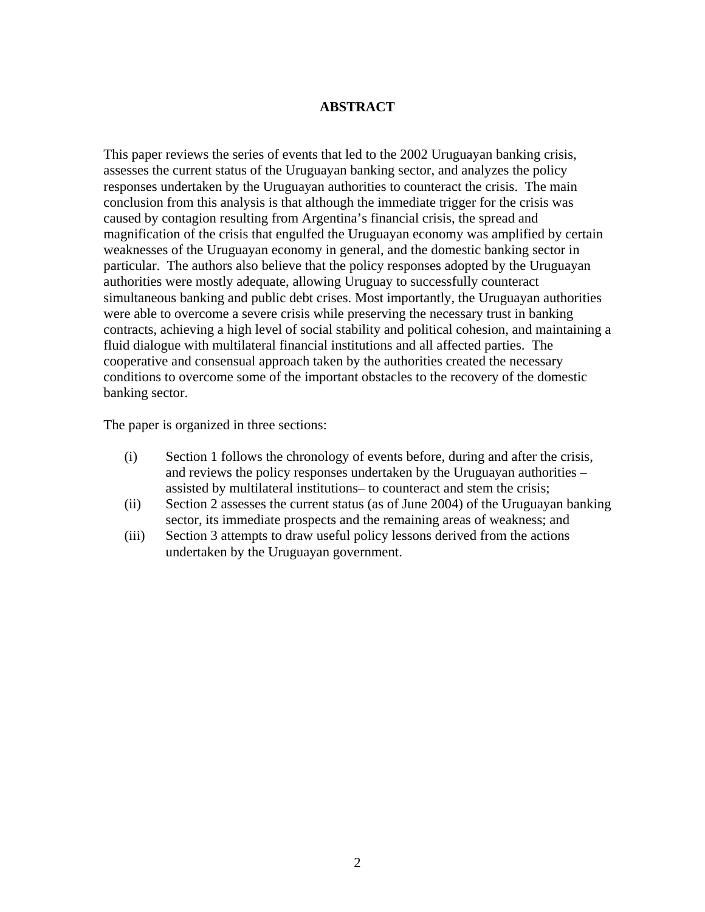## ABSTRACT

This paper reviews the series of events that led to the 2002 Uruguayan banking crisis, assesses the current status of the Uruguayan banking sector, and analyzes the policy responses undertaken by the Uruguayan authorities to counteract the crisis. The main conclusion from this analysis is that although the immediate trigger for the crisis was caused by contagion resulting from Argentina's financial crisis, the spread and magnification of the crisis that engulfed the Uruguayan economy was amplified by certain weaknesses of the Uruguayan economy in general, and the domestic banking sector in particular. The authors also believe that the policy responses adopted by the Uruguayan authorities were mostly adequate, allowing Uruguay to successfully counteract simultaneous banking and public debt crises. Most importantly, the Uruguayan authorities were able to overcome a severe crisis while preserving the necessary trust in banking contracts, achieving a high level of social stability and political cohesion, and maintaining a fluid dialogue with multilateral financial institutions and all affected parties. The cooperative and consensual approach taken by the authorities created the necessary conditions to overcome some of the important obstacles to the recovery of the domestic banking sector.

The paper is organized in three sections:

(i) Section 1 follows the chronology of events before, during and after the crisis, and reviews the policy responses undertaken by the Uruguayan authorities – assisted by multilateral institutions– to counteract and stem the crisis;
(ii) Section 2 assesses the current status (as of June 2004) of the Uruguayan banking sector, its immediate prospects and the remaining areas of weakness; and
(iii) Section 3 attempts to draw useful policy lessons derived from the actions undertaken by the Uruguayan government.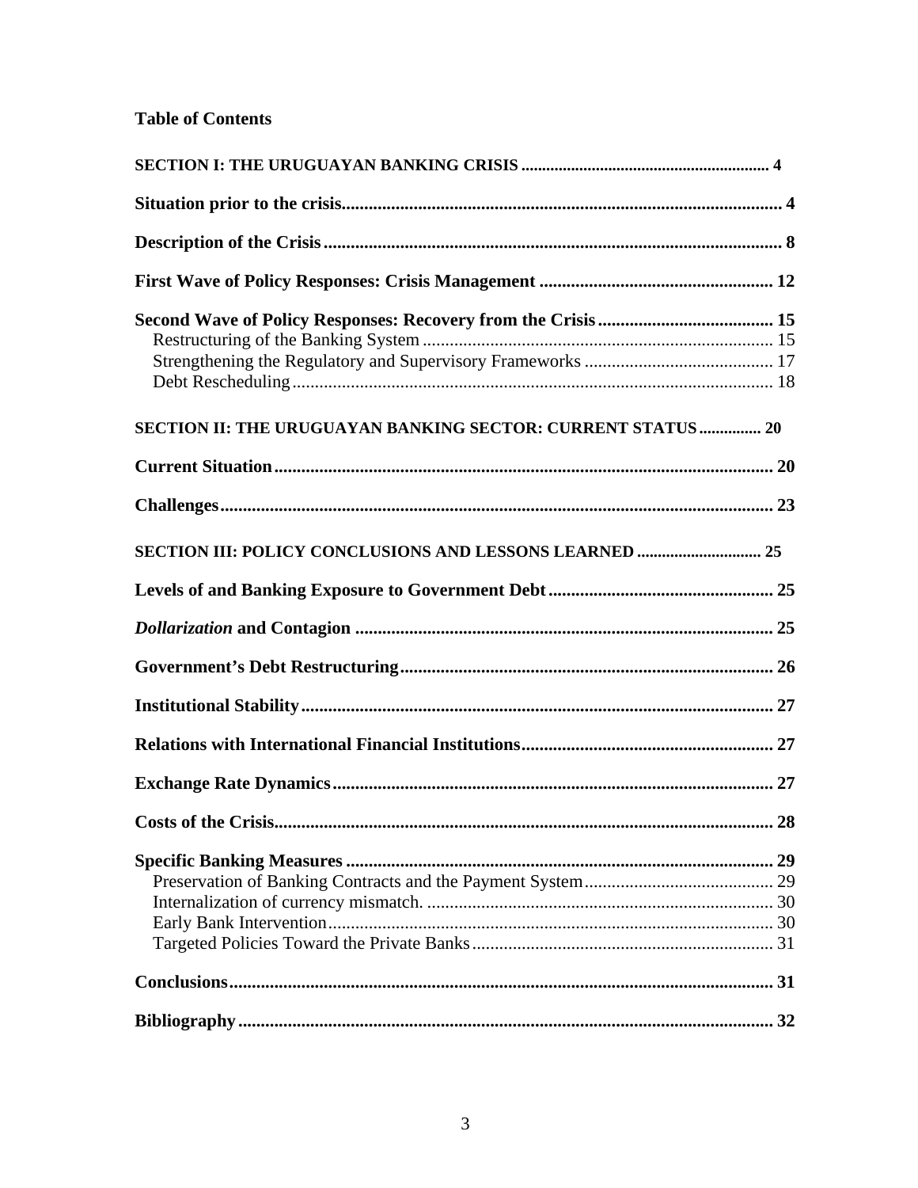**Table of Contents**

**SECTION I: THE URUGUAYAN BANKING CRISIS** ........ 4

**Situation prior to the crisis** ........ 4

**Description of the Crisis** ........ 8

**First Wave of Policy Responses: Crisis Management** ........ 12

**Second Wave of Policy Responses: Recovery from the Crisis** ........ 15
- Restructuring of the Banking System ........ 15
- Strengthening the Regulatory and Supervisory Frameworks ........ 17
- Debt Rescheduling ........ 18

**SECTION II: THE URUGUAYAN BANKING SECTOR: CURRENT STATUS** ........ 20

**Current Situation** ........ 20

**Challenges** ........ 23

**SECTION III: POLICY CONCLUSIONS AND LESSONS LEARNED** ........ 25

**Levels of and Banking Exposure to Government Debt** ........ 25

***Dollarization* and Contagion** ........ 25

**Government's Debt Restructuring** ........ 26

**Institutional Stability** ........ 27

**Relations with International Financial Institutions** ........ 27

**Exchange Rate Dynamics** ........ 27

**Costs of the Crisis** ........ 28

**Specific Banking Measures** ........ 29
- Preservation of Banking Contracts and the Payment System ........ 29
- Internalization of currency mismatch. ........ 30
- Early Bank Intervention ........ 30
- Targeted Policies Toward the Private Banks ........ 31

**Conclusions** ........ 31

**Bibliography** ........ 32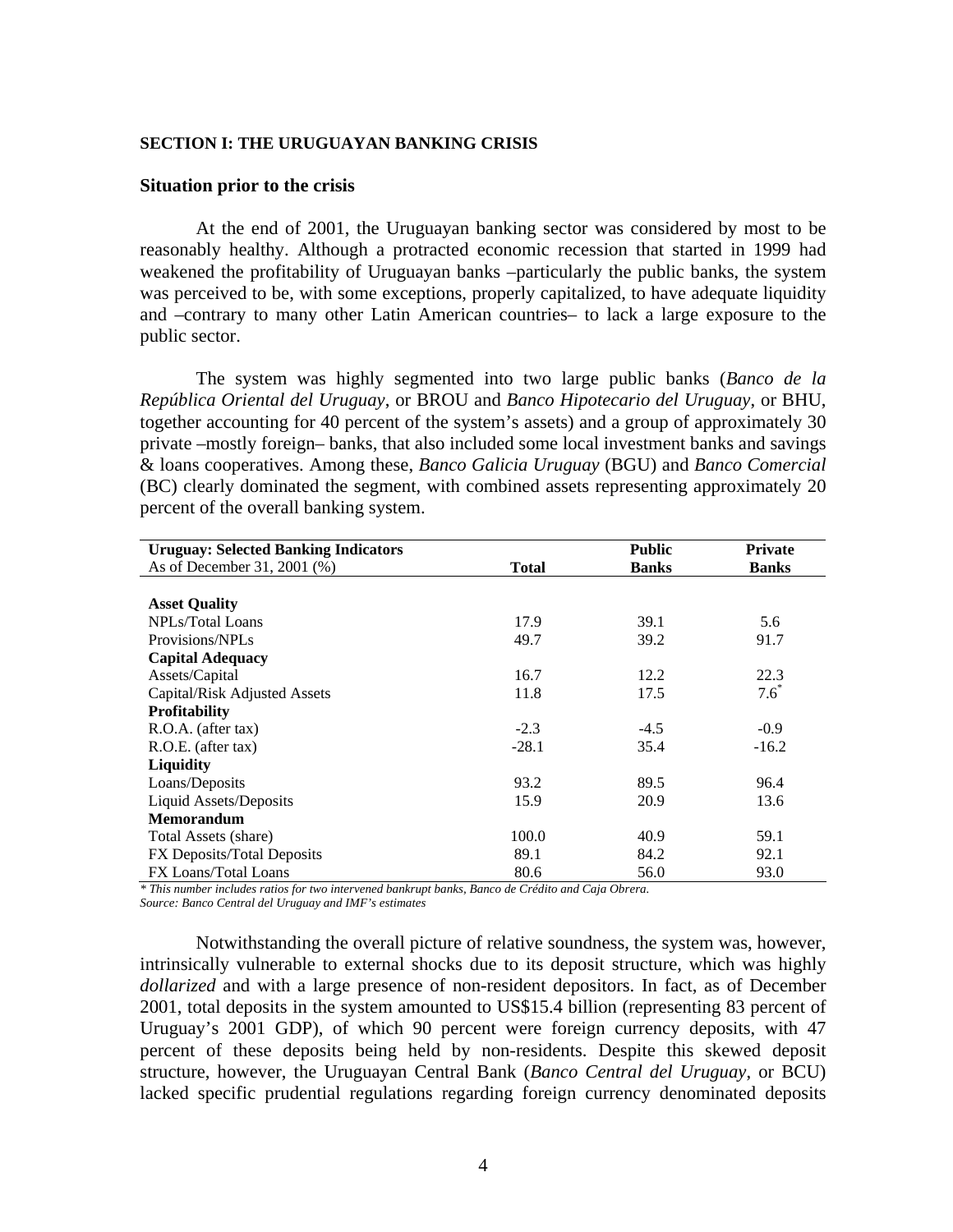**SECTION I: THE URUGUAYAN BANKING CRISIS**

## Situation prior to the crisis

At the end of 2001, the Uruguayan banking sector was considered by most to be reasonably healthy. Although a protracted economic recession that started in 1999 had weakened the profitability of Uruguayan banks –particularly the public banks, the system was perceived to be, with some exceptions, properly capitalized, to have adequate liquidity and –contrary to many other Latin American countries– to lack a large exposure to the public sector.

The system was highly segmented into two large public banks (*Banco de la República Oriental del Uruguay*, or BROU and *Banco Hipotecario del Uruguay*, or BHU, together accounting for 40 percent of the system's assets) and a group of approximately 30 private –mostly foreign– banks, that also included some local investment banks and savings & loans cooperatives. Among these, *Banco Galicia Uruguay* (BGU) and *Banco Comercial* (BC) clearly dominated the segment, with combined assets representing approximately 20 percent of the overall banking system.

| **Uruguay: Selected Banking Indicators** As of December 31, 2001 (%) | **Total** | **Public Banks** | **Private Banks** |
|---|---|---|---|
| **Asset Quality** | | | |
| NPLs/Total Loans | 17.9 | 39.1 | 5.6 |
| Provisions/NPLs | 49.7 | 39.2 | 91.7 |
| **Capital Adequacy** | | | |
| Assets/Capital | 16.7 | 12.2 | 22.3 |
| Capital/Risk Adjusted Assets | 11.8 | 17.5 | 7.6* |
| **Profitability** | | | |
| R.O.A. (after tax) | -2.3 | -4.5 | -0.9 |
| R.O.E. (after tax) | -28.1 | 35.4 | -16.2 |
| **Liquidity** | | | |
| Loans/Deposits | 93.2 | 89.5 | 96.4 |
| Liquid Assets/Deposits | 15.9 | 20.9 | 13.6 |
| **Memorandum** | | | |
| Total Assets (share) | 100.0 | 40.9 | 59.1 |
| FX Deposits/Total Deposits | 89.1 | 84.2 | 92.1 |
| FX Loans/Total Loans | 80.6 | 56.0 | 93.0 |

*\* This number includes ratios for two intervened bankrupt banks, Banco de Crédito and Caja Obrera.*
*Source: Banco Central del Uruguay and IMF's estimates*

Notwithstanding the overall picture of relative soundness, the system was, however, intrinsically vulnerable to external shocks due to its deposit structure, which was highly *dollarized* and with a large presence of non-resident depositors. In fact, as of December 2001, total deposits in the system amounted to US$15.4 billion (representing 83 percent of Uruguay's 2001 GDP), of which 90 percent were foreign currency deposits, with 47 percent of these deposits being held by non-residents. Despite this skewed deposit structure, however, the Uruguayan Central Bank (*Banco Central del Uruguay*, or BCU) lacked specific prudential regulations regarding foreign currency denominated deposits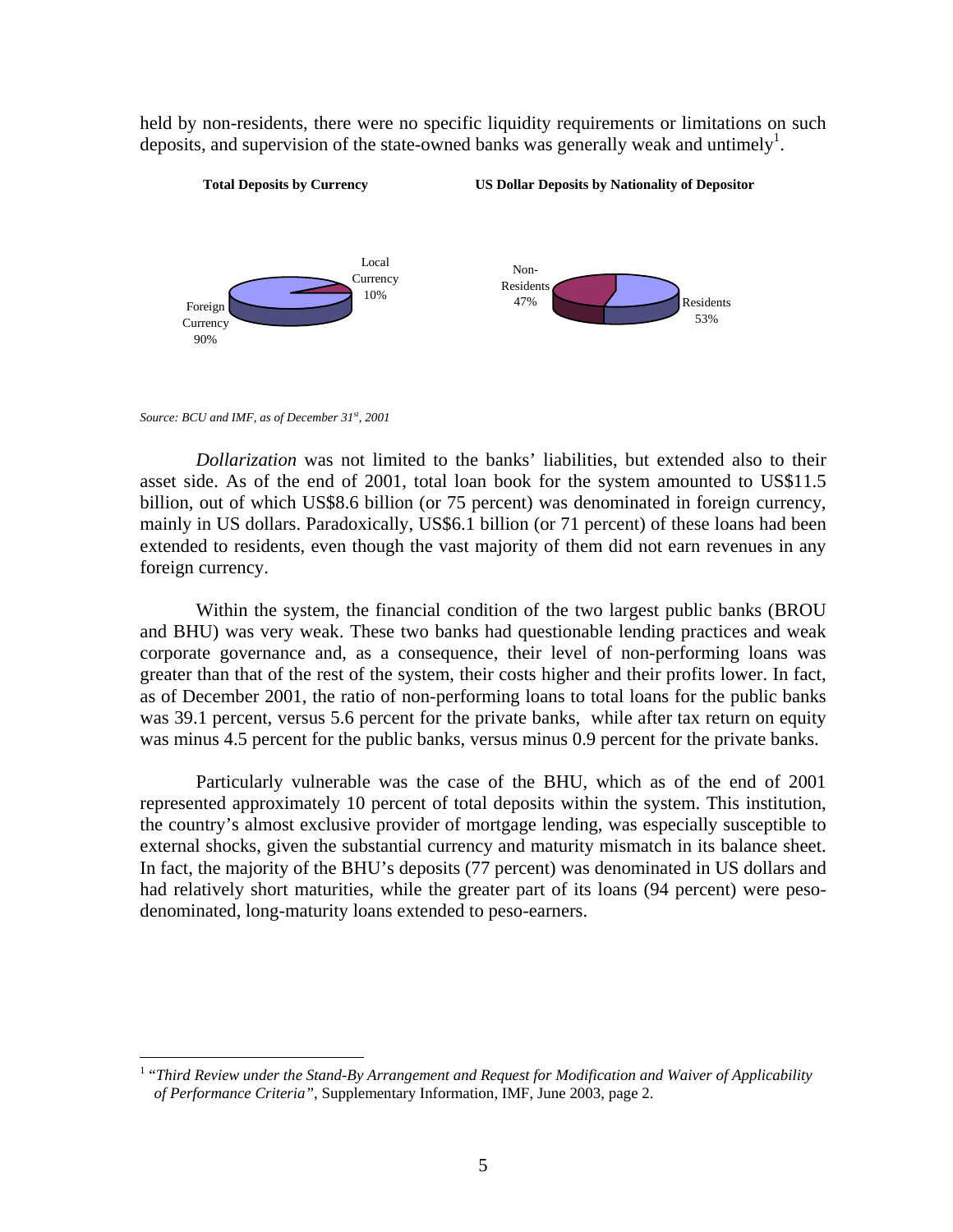held by non-residents, there were no specific liquidity requirements or limitations on such deposits, and supervision of the state-owned banks was generally weak and untimely[1].

**Total Deposits by Currency**

Local Currency 10%

Foreign Currency 90%

**US Dollar Deposits by Nationality of Depositor**

Non-Residents 47%

Residents 53%

*Source: BCU and IMF, as of December 31st, 2001*

*Dollarization* was not limited to the banks' liabilities, but extended also to their asset side. As of the end of 2001, total loan book for the system amounted to US$11.5 billion, out of which US$8.6 billion (or 75 percent) was denominated in foreign currency, mainly in US dollars. Paradoxically, US$6.1 billion (or 71 percent) of these loans had been extended to residents, even though the vast majority of them did not earn revenues in any foreign currency.

Within the system, the financial condition of the two largest public banks (BROU and BHU) was very weak. These two banks had questionable lending practices and weak corporate governance and, as a consequence, their level of non-performing loans was greater than that of the rest of the system, their costs higher and their profits lower. In fact, as of December 2001, the ratio of non-performing loans to total loans for the public banks was 39.1 percent, versus 5.6 percent for the private banks, while after tax return on equity was minus 4.5 percent for the public banks, versus minus 0.9 percent for the private banks.

Particularly vulnerable was the case of the BHU, which as of the end of 2001 represented approximately 10 percent of total deposits within the system. This institution, the country's almost exclusive provider of mortgage lending, was especially susceptible to external shocks, given the substantial currency and maturity mismatch in its balance sheet. In fact, the majority of the BHU's deposits (77 percent) was denominated in US dollars and had relatively short maturities, while the greater part of its loans (94 percent) were peso-denominated, long-maturity loans extended to peso-earners.

[1] *"Third Review under the Stand-By Arrangement and Request for Modification and Waiver of Applicability of Performance Criteria"*, Supplementary Information, IMF, June 2003, page 2.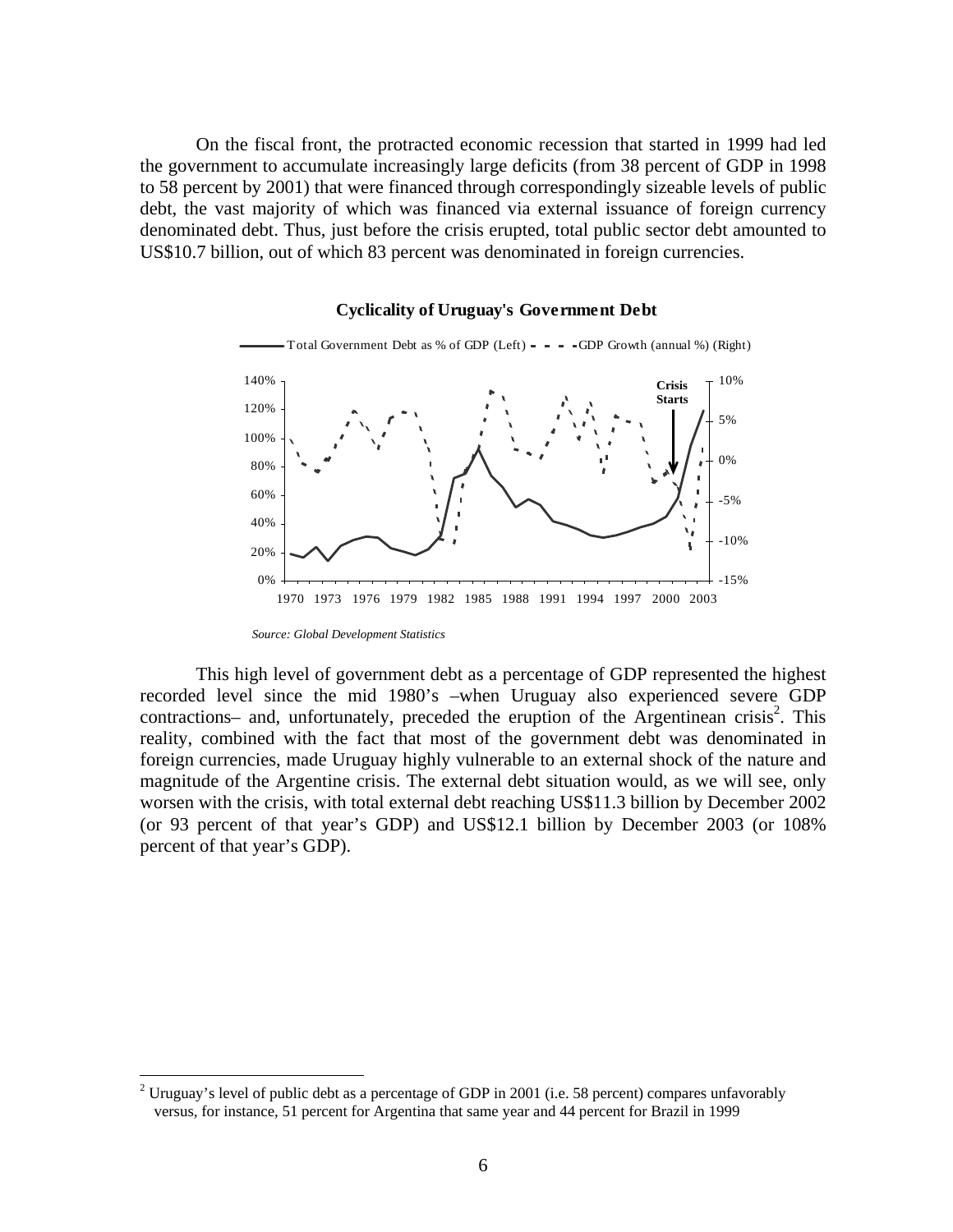On the fiscal front, the protracted economic recession that started in 1999 had led the government to accumulate increasingly large deficits (from 38 percent of GDP in 1998 to 58 percent by 2001) that were financed through correspondingly sizeable levels of public debt, the vast majority of which was financed via external issuance of foreign currency denominated debt. Thus, just before the crisis erupted, total public sector debt amounted to US$10.7 billion, out of which 83 percent was denominated in foreign currencies.

**Cyclicality of Uruguay's Government Debt**

*Source: Global Development Statistics*

This high level of government debt as a percentage of GDP represented the highest recorded level since the mid 1980's –when Uruguay also experienced severe GDP contractions– and, unfortunately, preceded the eruption of the Argentinean crisis[2]. This reality, combined with the fact that most of the government debt was denominated in foreign currencies, made Uruguay highly vulnerable to an external shock of the nature and magnitude of the Argentine crisis. The external debt situation would, as we will see, only worsen with the crisis, with total external debt reaching US$11.3 billion by December 2002 (or 93 percent of that year's GDP) and US$12.1 billion by December 2003 (or 108% percent of that year's GDP).

[2] Uruguay's level of public debt as a percentage of GDP in 2001 (i.e. 58 percent) compares unfavorably versus, for instance, 51 percent for Argentina that same year and 44 percent for Brazil in 1999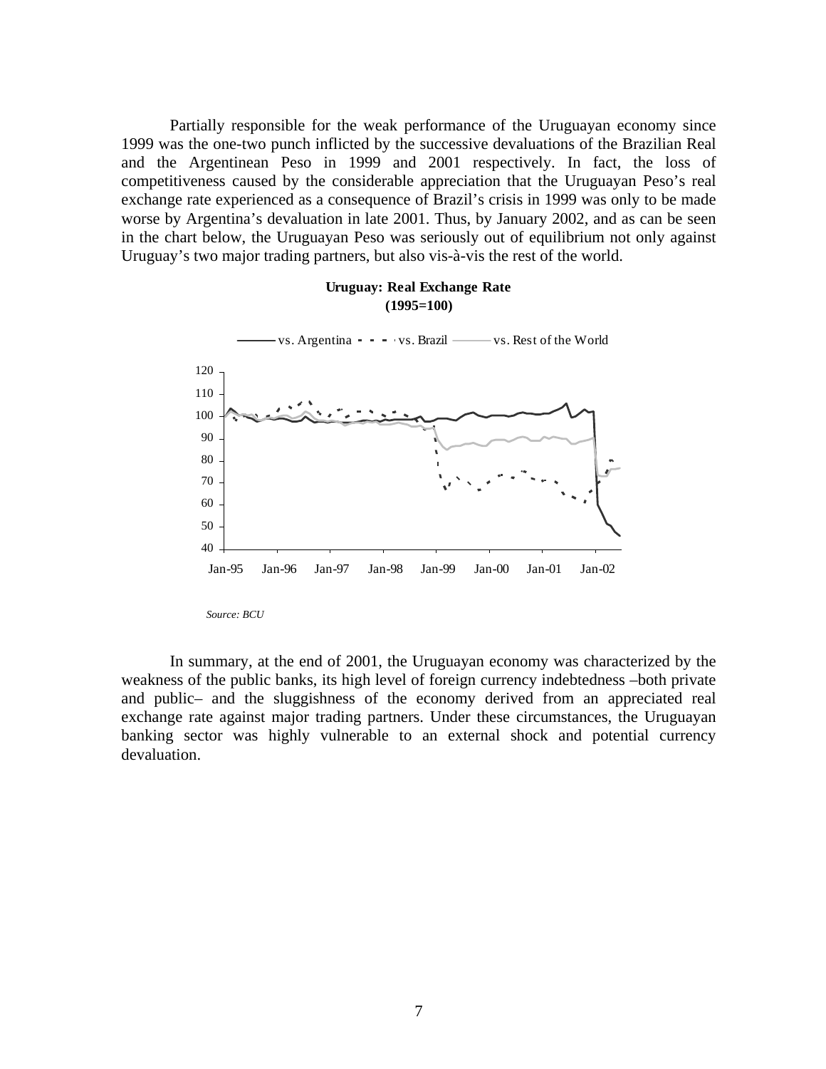Partially responsible for the weak performance of the Uruguayan economy since 1999 was the one-two punch inflicted by the successive devaluations of the Brazilian Real and the Argentinean Peso in 1999 and 2001 respectively. In fact, the loss of competitiveness caused by the considerable appreciation that the Uruguayan Peso's real exchange rate experienced as a consequence of Brazil's crisis in 1999 was only to be made worse by Argentina's devaluation in late 2001. Thus, by January 2002, and as can be seen in the chart below, the Uruguayan Peso was seriously out of equilibrium not only against Uruguay's two major trading partners, but also vis-à-vis the rest of the world.

**Uruguay: Real Exchange Rate (1995=100)**

*Source: BCU*

In summary, at the end of 2001, the Uruguayan economy was characterized by the weakness of the public banks, its high level of foreign currency indebtedness –both private and public– and the sluggishness of the economy derived from an appreciated real exchange rate against major trading partners. Under these circumstances, the Uruguayan banking sector was highly vulnerable to an external shock and potential currency devaluation.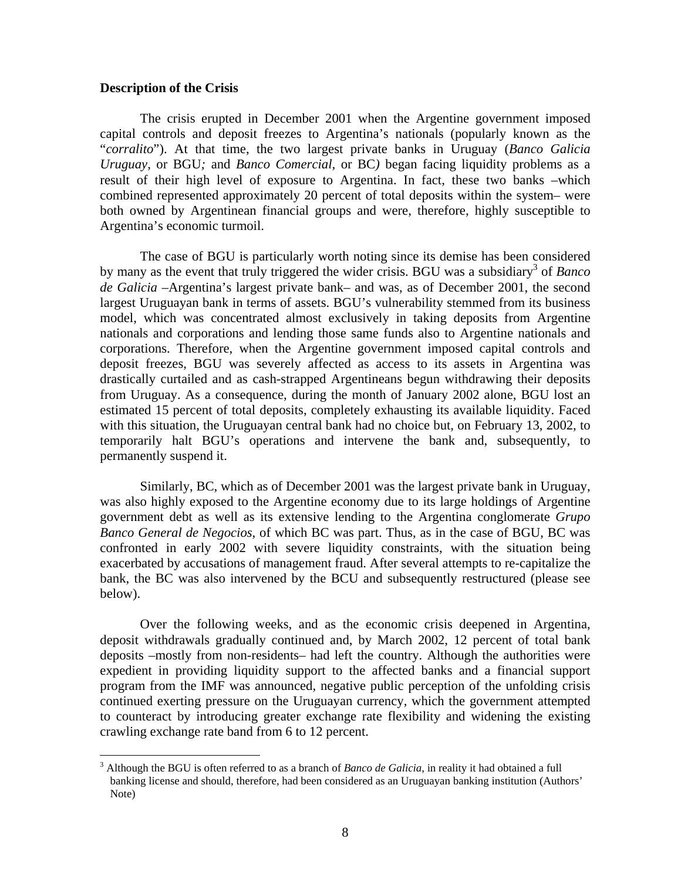**Description of the Crisis**

The crisis erupted in December 2001 when the Argentine government imposed capital controls and deposit freezes to Argentina's nationals (popularly known as the "*corralito*"). At that time, the two largest private banks in Uruguay (*Banco Galicia Uruguay*, or BGU*;* and *Banco Comercial*, or BC*)* began facing liquidity problems as a result of their high level of exposure to Argentina. In fact, these two banks –which combined represented approximately 20 percent of total deposits within the system– were both owned by Argentinean financial groups and were, therefore, highly susceptible to Argentina's economic turmoil.

The case of BGU is particularly worth noting since its demise has been considered by many as the event that truly triggered the wider crisis. BGU was a subsidiary[3] of *Banco de Galicia* –Argentina's largest private bank– and was, as of December 2001, the second largest Uruguayan bank in terms of assets. BGU's vulnerability stemmed from its business model, which was concentrated almost exclusively in taking deposits from Argentine nationals and corporations and lending those same funds also to Argentine nationals and corporations. Therefore, when the Argentine government imposed capital controls and deposit freezes, BGU was severely affected as access to its assets in Argentina was drastically curtailed and as cash-strapped Argentineans begun withdrawing their deposits from Uruguay. As a consequence, during the month of January 2002 alone, BGU lost an estimated 15 percent of total deposits, completely exhausting its available liquidity. Faced with this situation, the Uruguayan central bank had no choice but, on February 13, 2002, to temporarily halt BGU's operations and intervene the bank and, subsequently, to permanently suspend it.

Similarly, BC, which as of December 2001 was the largest private bank in Uruguay, was also highly exposed to the Argentine economy due to its large holdings of Argentine government debt as well as its extensive lending to the Argentina conglomerate *Grupo Banco General de Negocios*, of which BC was part. Thus, as in the case of BGU, BC was confronted in early 2002 with severe liquidity constraints, with the situation being exacerbated by accusations of management fraud. After several attempts to re-capitalize the bank, the BC was also intervened by the BCU and subsequently restructured (please see below).

Over the following weeks, and as the economic crisis deepened in Argentina, deposit withdrawals gradually continued and, by March 2002, 12 percent of total bank deposits –mostly from non-residents– had left the country. Although the authorities were expedient in providing liquidity support to the affected banks and a financial support program from the IMF was announced, negative public perception of the unfolding crisis continued exerting pressure on the Uruguayan currency, which the government attempted to counteract by introducing greater exchange rate flexibility and widening the existing crawling exchange rate band from 6 to 12 percent.

[3] Although the BGU is often referred to as a branch of *Banco de Galicia*, in reality it had obtained a full banking license and should, therefore, had been considered as an Uruguayan banking institution (Authors' Note)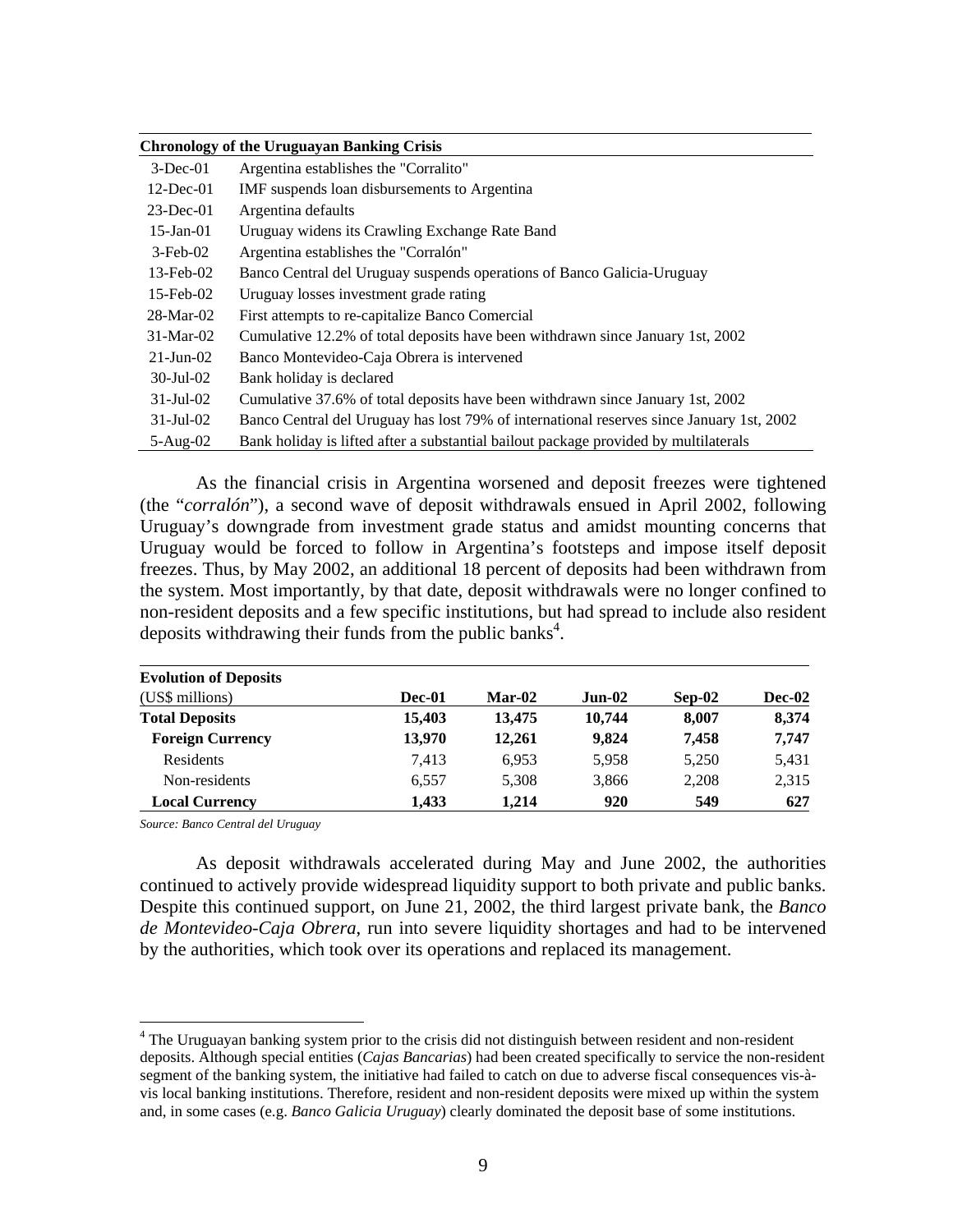| Chronology of the Uruguayan Banking Crisis | |
|---|---|
| 3-Dec-01 | Argentina establishes the "Corralito" |
| 12-Dec-01 | IMF suspends loan disbursements to Argentina |
| 23-Dec-01 | Argentina defaults |
| 15-Jan-01 | Uruguay widens its Crawling Exchange Rate Band |
| 3-Feb-02 | Argentina establishes the "Corralón" |
| 13-Feb-02 | Banco Central del Uruguay suspends operations of Banco Galicia-Uruguay |
| 15-Feb-02 | Uruguay losses investment grade rating |
| 28-Mar-02 | First attempts to re-capitalize Banco Comercial |
| 31-Mar-02 | Cumulative 12.2% of total deposits have been withdrawn since January 1st, 2002 |
| 21-Jun-02 | Banco Montevideo-Caja Obrera is intervened |
| 30-Jul-02 | Bank holiday is declared |
| 31-Jul-02 | Cumulative 37.6% of total deposits have been withdrawn since January 1st, 2002 |
| 31-Jul-02 | Banco Central del Uruguay has lost 79% of international reserves since January 1st, 2002 |
| 5-Aug-02 | Bank holiday is lifted after a substantial bailout package provided by multilaterals |

As the financial crisis in Argentina worsened and deposit freezes were tightened (the "*corralón*"), a second wave of deposit withdrawals ensued in April 2002, following Uruguay's downgrade from investment grade status and amidst mounting concerns that Uruguay would be forced to follow in Argentina's footsteps and impose itself deposit freezes. Thus, by May 2002, an additional 18 percent of deposits had been withdrawn from the system. Most importantly, by that date, deposit withdrawals were no longer confined to non-resident deposits and a few specific institutions, but had spread to include also resident deposits withdrawing their funds from the public banks[4].

| **Evolution of Deposits** (US$ millions) | **Dec-01** | **Mar-02** | **Jun-02** | **Sep-02** | **Dec-02** |
|---|---|---|---|---|---|
| **Total Deposits** | **15,403** | **13,475** | **10,744** | **8,007** | **8,374** |
| **Foreign Currency** | **13,970** | **12,261** | **9,824** | **7,458** | **7,747** |
| Residents | 7,413 | 6,953 | 5,958 | 5,250 | 5,431 |
| Non-residents | 6,557 | 5,308 | 3,866 | 2,208 | 2,315 |
| **Local Currency** | **1,433** | **1,214** | **920** | **549** | **627** |

*Source: Banco Central del Uruguay*

As deposit withdrawals accelerated during May and June 2002, the authorities continued to actively provide widespread liquidity support to both private and public banks. Despite this continued support, on June 21, 2002, the third largest private bank, the *Banco de Montevideo-Caja Obrera*, run into severe liquidity shortages and had to be intervened by the authorities, which took over its operations and replaced its management.

[4] The Uruguayan banking system prior to the crisis did not distinguish between resident and non-resident deposits. Although special entities (*Cajas Bancarias*) had been created specifically to service the non-resident segment of the banking system, the initiative had failed to catch on due to adverse fiscal consequences vis-à-vis local banking institutions. Therefore, resident and non-resident deposits were mixed up within the system and, in some cases (e.g. *Banco Galicia Uruguay*) clearly dominated the deposit base of some institutions.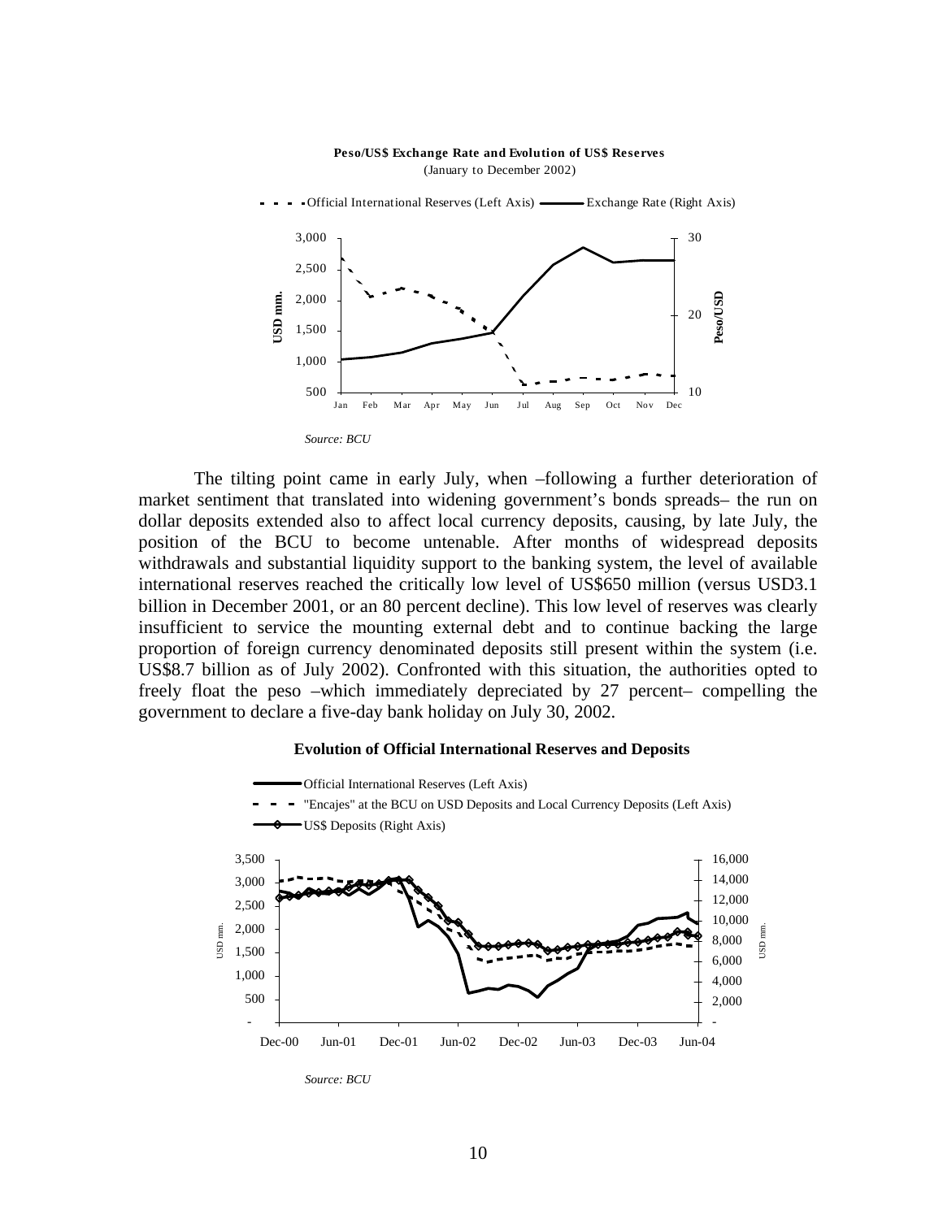**Peso/US$ Exchange Rate and Evolution of US$ Reserves**
(January to December 2002)

- - - Official International Reserves (Left Axis) —— Exchange Rate (Right Axis)

*Source: BCU*

The tilting point came in early July, when –following a further deterioration of market sentiment that translated into widening government's bonds spreads– the run on dollar deposits extended also to affect local currency deposits, causing, by late July, the position of the BCU to become untenable. After months of widespread deposits withdrawals and substantial liquidity support to the banking system, the level of available international reserves reached the critically low level of US$650 million (versus USD3.1 billion in December 2001, or an 80 percent decline). This low level of reserves was clearly insufficient to service the mounting external debt and to continue backing the large proportion of foreign currency denominated deposits still present within the system (i.e. US$8.7 billion as of July 2002). Confronted with this situation, the authorities opted to freely float the peso –which immediately depreciated by 27 percent– compelling the government to declare a five-day bank holiday on July 30, 2002.

**Evolution of Official International Reserves and Deposits**

—— Official International Reserves (Left Axis)
- - - "Encajes" at the BCU on USD Deposits and Local Currency Deposits (Left Axis)
—◇— US$ Deposits (Right Axis)

*Source: BCU*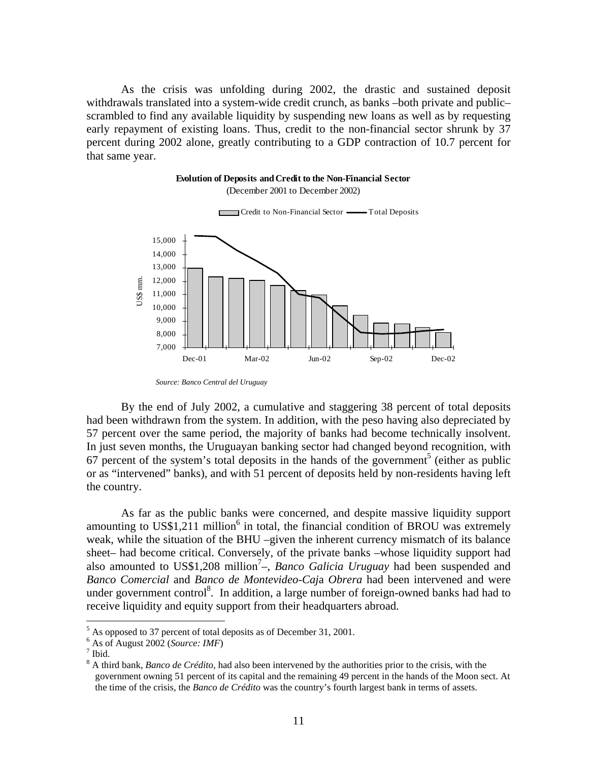As the crisis was unfolding during 2002, the drastic and sustained deposit withdrawals translated into a system-wide credit crunch, as banks –both private and public– scrambled to find any available liquidity by suspending new loans as well as by requesting early repayment of existing loans. Thus, credit to the non-financial sector shrunk by 37 percent during 2002 alone, greatly contributing to a GDP contraction of 10.7 percent for that same year.

**Evolution of Deposits and Credit to the Non-Financial Sector**
(December 2001 to December 2002)

*Source: Banco Central del Uruguay*

By the end of July 2002, a cumulative and staggering 38 percent of total deposits had been withdrawn from the system. In addition, with the peso having also depreciated by 57 percent over the same period, the majority of banks had become technically insolvent. In just seven months, the Uruguayan banking sector had changed beyond recognition, with 67 percent of the system's total deposits in the hands of the government[5] (either as public or as "intervened" banks), and with 51 percent of deposits held by non-residents having left the country.

As far as the public banks were concerned, and despite massive liquidity support amounting to US$1,211 million[6] in total, the financial condition of BROU was extremely weak, while the situation of the BHU –given the inherent currency mismatch of its balance sheet– had become critical. Conversely, of the private banks –whose liquidity support had also amounted to US$1,208 million[7]–, *Banco Galicia Uruguay* had been suspended and *Banco Comercial* and *Banco de Montevideo-Caja Obrera* had been intervened and were under government control[8]. In addition, a large number of foreign-owned banks had had to receive liquidity and equity support from their headquarters abroad.

---

[5] As opposed to 37 percent of total deposits as of December 31, 2001.

[6] As of August 2002 (*Source: IMF*)

[7] Ibid.

[8] A third bank, *Banco de Crédito*, had also been intervened by the authorities prior to the crisis, with the government owning 51 percent of its capital and the remaining 49 percent in the hands of the Moon sect. At the time of the crisis, the *Banco de Crédito* was the country's fourth largest bank in terms of assets.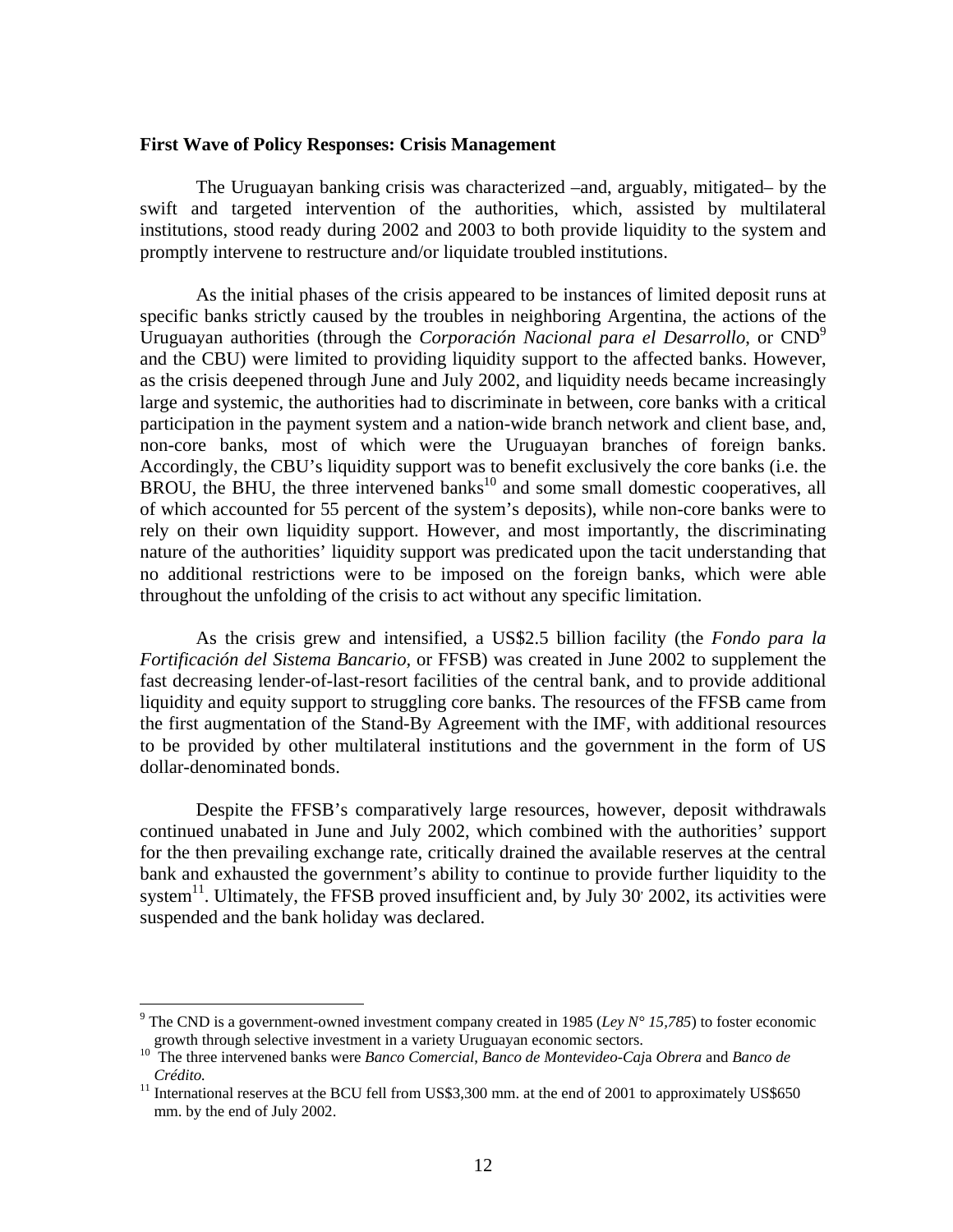**First Wave of Policy Responses: Crisis Management**

The Uruguayan banking crisis was characterized –and, arguably, mitigated– by the swift and targeted intervention of the authorities, which, assisted by multilateral institutions, stood ready during 2002 and 2003 to both provide liquidity to the system and promptly intervene to restructure and/or liquidate troubled institutions.

As the initial phases of the crisis appeared to be instances of limited deposit runs at specific banks strictly caused by the troubles in neighboring Argentina, the actions of the Uruguayan authorities (through the *Corporación Nacional para el Desarrollo*, or CND[9] and the CBU) were limited to providing liquidity support to the affected banks. However, as the crisis deepened through June and July 2002, and liquidity needs became increasingly large and systemic, the authorities had to discriminate in between, core banks with a critical participation in the payment system and a nation-wide branch network and client base, and, non-core banks, most of which were the Uruguayan branches of foreign banks. Accordingly, the CBU's liquidity support was to benefit exclusively the core banks (i.e. the BROU, the BHU, the three intervened banks[10] and some small domestic cooperatives, all of which accounted for 55 percent of the system's deposits), while non-core banks were to rely on their own liquidity support. However, and most importantly, the discriminating nature of the authorities' liquidity support was predicated upon the tacit understanding that no additional restrictions were to be imposed on the foreign banks, which were able throughout the unfolding of the crisis to act without any specific limitation.

As the crisis grew and intensified, a US$2.5 billion facility (the *Fondo para la Fortificación del Sistema Bancario*, or FFSB) was created in June 2002 to supplement the fast decreasing lender-of-last-resort facilities of the central bank, and to provide additional liquidity and equity support to struggling core banks. The resources of the FFSB came from the first augmentation of the Stand-By Agreement with the IMF, with additional resources to be provided by other multilateral institutions and the government in the form of US dollar-denominated bonds.

Despite the FFSB's comparatively large resources, however, deposit withdrawals continued unabated in June and July 2002, which combined with the authorities' support for the then prevailing exchange rate, critically drained the available reserves at the central bank and exhausted the government's ability to continue to provide further liquidity to the system[11]. Ultimately, the FFSB proved insufficient and, by July 30' 2002, its activities were suspended and the bank holiday was declared.

---

[9] The CND is a government-owned investment company created in 1985 (*Ley N° 15,785*) to foster economic growth through selective investment in a variety Uruguayan economic sectors.

[10] The three intervened banks were *Banco Comercial*, *Banco de Montevideo-Caja Obrera* and *Banco de Crédito.*

[11] International reserves at the BCU fell from US$3,300 mm. at the end of 2001 to approximately US$650 mm. by the end of July 2002.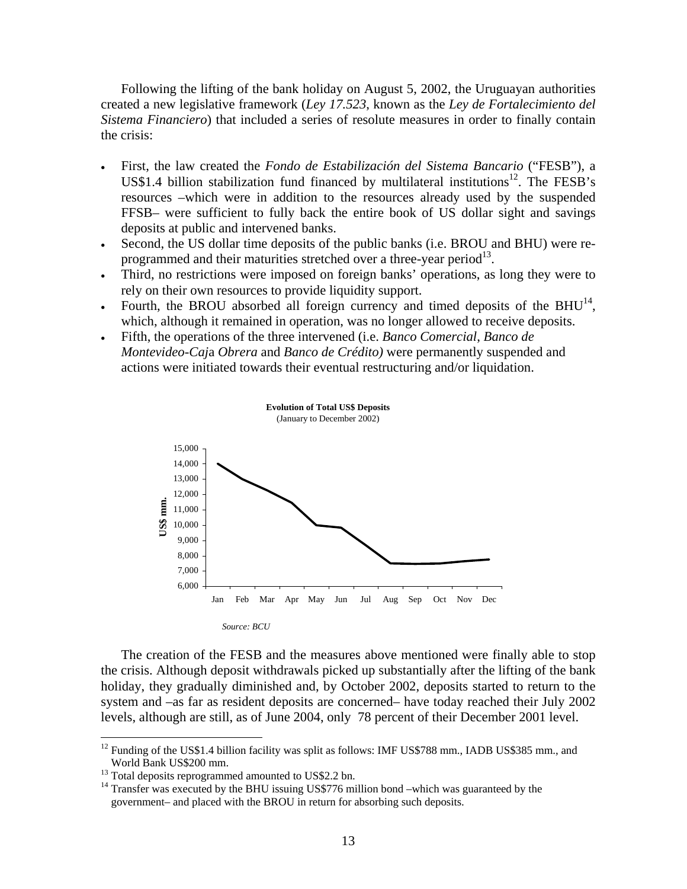Following the lifting of the bank holiday on August 5, 2002, the Uruguayan authorities created a new legislative framework (*Ley 17.523*, known as the *Ley de Fortalecimiento del Sistema Financiero*) that included a series of resolute measures in order to finally contain the crisis:

- First, the law created the *Fondo de Estabilización del Sistema Bancario* ("FESB"), a US$1.4 billion stabilization fund financed by multilateral institutions[12]. The FESB's resources –which were in addition to the resources already used by the suspended FFSB– were sufficient to fully back the entire book of US dollar sight and savings deposits at public and intervened banks.
- Second, the US dollar time deposits of the public banks (i.e. BROU and BHU) were re-programmed and their maturities stretched over a three-year period[13].
- Third, no restrictions were imposed on foreign banks' operations, as long they were to rely on their own resources to provide liquidity support.
- Fourth, the BROU absorbed all foreign currency and timed deposits of the BHU[14], which, although it remained in operation, was no longer allowed to receive deposits.
- Fifth, the operations of the three intervened (i.e. *Banco Comercial*, *Banco de Montevideo-Caja Obrera* and *Banco de Crédito)* were permanently suspended and actions were initiated towards their eventual restructuring and/or liquidation.

**Evolution of Total US$ Deposits**
(January to December 2002)

*Source: BCU*

The creation of the FESB and the measures above mentioned were finally able to stop the crisis. Although deposit withdrawals picked up substantially after the lifting of the bank holiday, they gradually diminished and, by October 2002, deposits started to return to the system and –as far as resident deposits are concerned– have today reached their July 2002 levels, although are still, as of June 2004, only 78 percent of their December 2001 level.

---

[12] Funding of the US$1.4 billion facility was split as follows: IMF US$788 mm., IADB US$385 mm., and World Bank US$200 mm.

[13] Total deposits reprogrammed amounted to US$2.2 bn.

[14] Transfer was executed by the BHU issuing US$776 million bond –which was guaranteed by the government– and placed with the BROU in return for absorbing such deposits.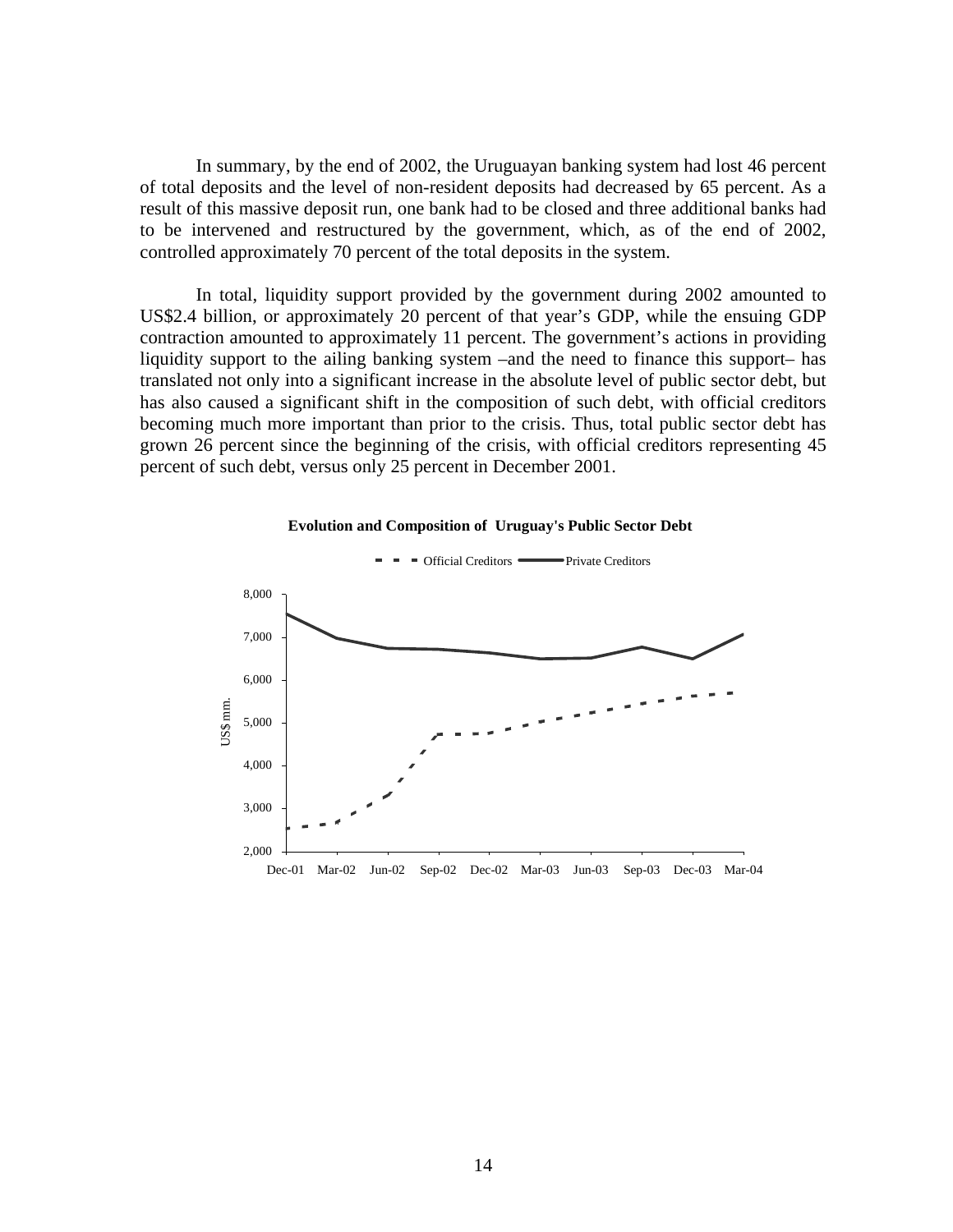In summary, by the end of 2002, the Uruguayan banking system had lost 46 percent of total deposits and the level of non-resident deposits had decreased by 65 percent. As a result of this massive deposit run, one bank had to be closed and three additional banks had to be intervened and restructured by the government, which, as of the end of 2002, controlled approximately 70 percent of the total deposits in the system.

In total, liquidity support provided by the government during 2002 amounted to US$2.4 billion, or approximately 20 percent of that year's GDP, while the ensuing GDP contraction amounted to approximately 11 percent. The government's actions in providing liquidity support to the ailing banking system –and the need to finance this support– has translated not only into a significant increase in the absolute level of public sector debt, but has also caused a significant shift in the composition of such debt, with official creditors becoming much more important than prior to the crisis. Thus, total public sector debt has grown 26 percent since the beginning of the crisis, with official creditors representing 45 percent of such debt, versus only 25 percent in December 2001.

**Evolution and Composition of Uruguay's Public Sector Debt**

Official Creditors — Private Creditors

US$ mm.

8,000
7,000
6,000
5,000
4,000
3,000
2,000

Dec-01 Mar-02 Jun-02 Sep-02 Dec-02 Mar-03 Jun-03 Sep-03 Dec-03 Mar-04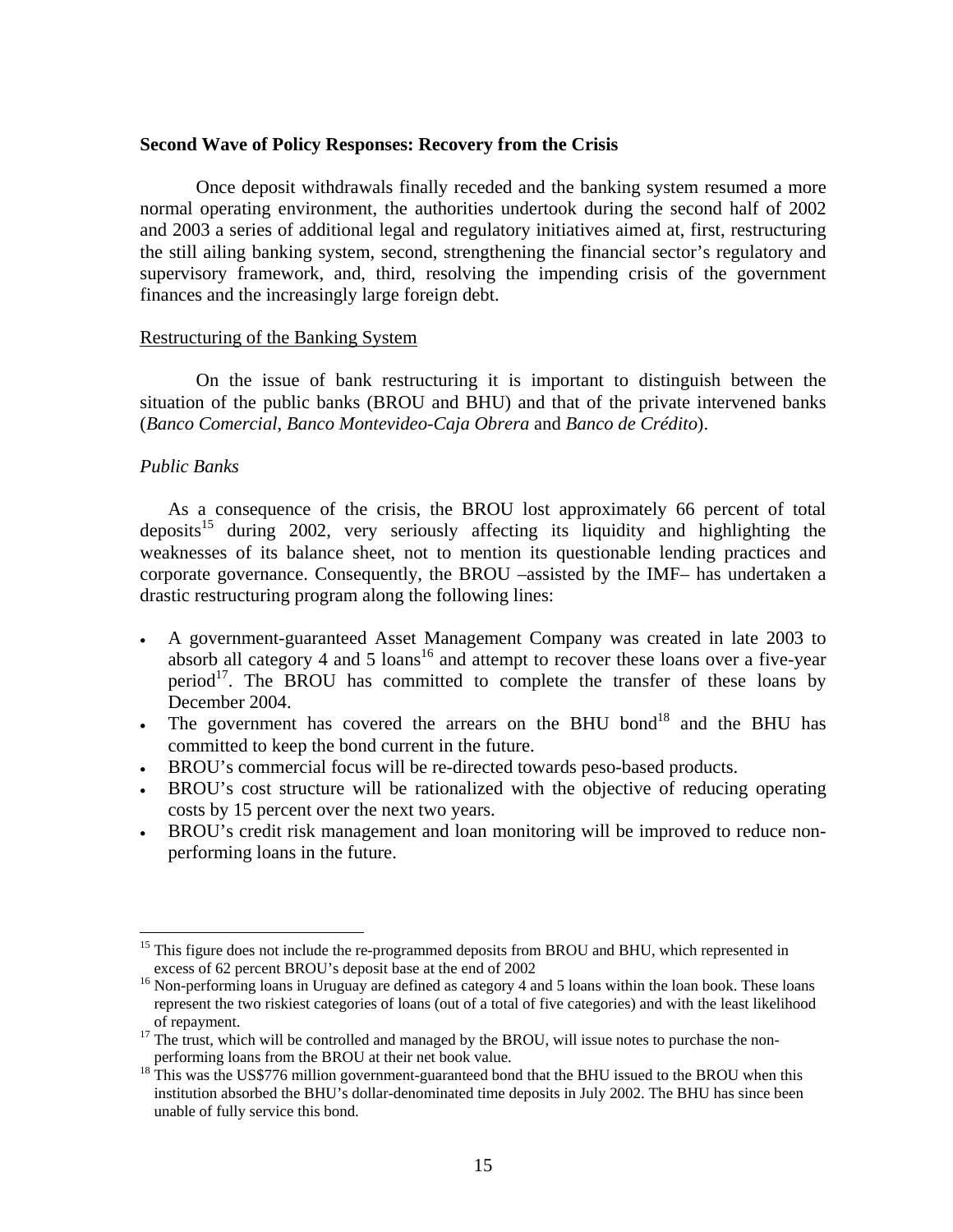**Second Wave of Policy Responses: Recovery from the Crisis**

Once deposit withdrawals finally receded and the banking system resumed a more normal operating environment, the authorities undertook during the second half of 2002 and 2003 a series of additional legal and regulatory initiatives aimed at, first, restructuring the still ailing banking system, second, strengthening the financial sector's regulatory and supervisory framework, and, third, resolving the impending crisis of the government finances and the increasingly large foreign debt.

Restructuring of the Banking System

On the issue of bank restructuring it is important to distinguish between the situation of the public banks (BROU and BHU) and that of the private intervened banks (*Banco Comercial*, *Banco Montevideo-Caja Obrera* and *Banco de Crédito*).

*Public Banks*

As a consequence of the crisis, the BROU lost approximately 66 percent of total deposits[15] during 2002, very seriously affecting its liquidity and highlighting the weaknesses of its balance sheet, not to mention its questionable lending practices and corporate governance. Consequently, the BROU –assisted by the IMF– has undertaken a drastic restructuring program along the following lines:

- A government-guaranteed Asset Management Company was created in late 2003 to absorb all category 4 and 5 loans[16] and attempt to recover these loans over a five-year period[17]. The BROU has committed to complete the transfer of these loans by December 2004.
- The government has covered the arrears on the BHU bond[18] and the BHU has committed to keep the bond current in the future.
- BROU's commercial focus will be re-directed towards peso-based products.
- BROU's cost structure will be rationalized with the objective of reducing operating costs by 15 percent over the next two years.
- BROU's credit risk management and loan monitoring will be improved to reduce non-performing loans in the future.

---

[15] This figure does not include the re-programmed deposits from BROU and BHU, which represented in excess of 62 percent BROU's deposit base at the end of 2002

[16] Non-performing loans in Uruguay are defined as category 4 and 5 loans within the loan book. These loans represent the two riskiest categories of loans (out of a total of five categories) and with the least likelihood of repayment.

[17] The trust, which will be controlled and managed by the BROU, will issue notes to purchase the non-performing loans from the BROU at their net book value.

[18] This was the US$776 million government-guaranteed bond that the BHU issued to the BROU when this institution absorbed the BHU's dollar-denominated time deposits in July 2002. The BHU has since been unable of fully service this bond.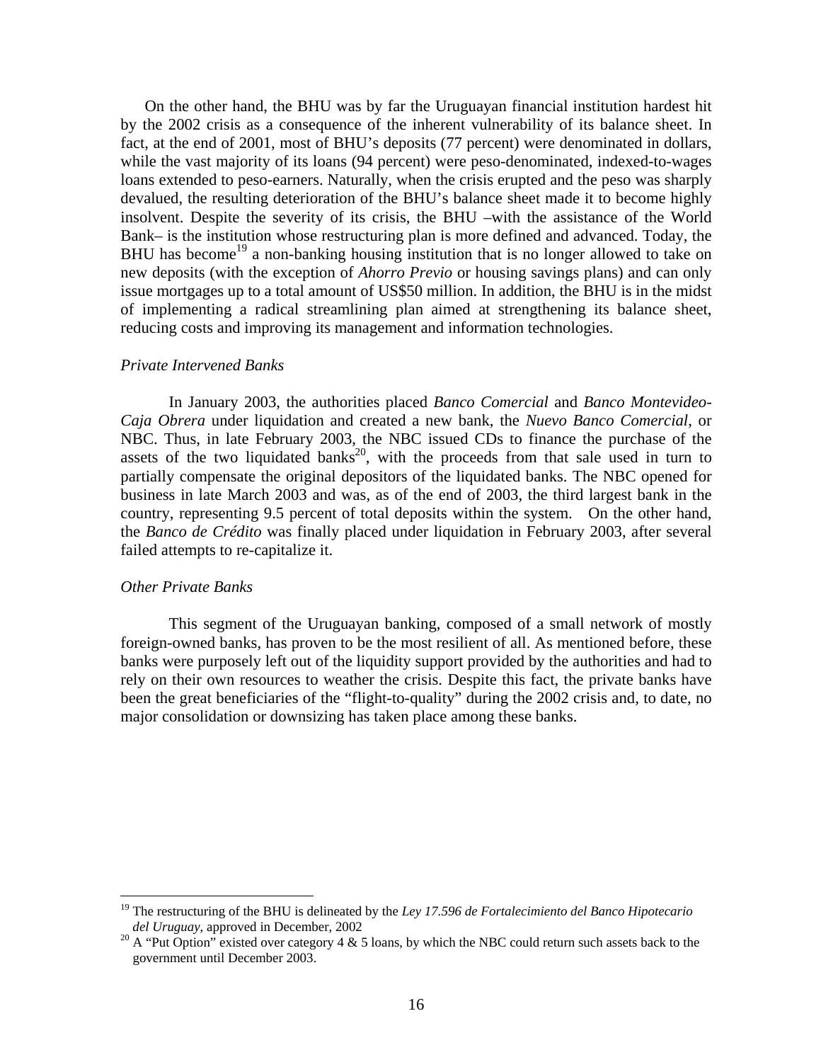On the other hand, the BHU was by far the Uruguayan financial institution hardest hit by the 2002 crisis as a consequence of the inherent vulnerability of its balance sheet. In fact, at the end of 2001, most of BHU's deposits (77 percent) were denominated in dollars, while the vast majority of its loans (94 percent) were peso-denominated, indexed-to-wages loans extended to peso-earners. Naturally, when the crisis erupted and the peso was sharply devalued, the resulting deterioration of the BHU's balance sheet made it to become highly insolvent. Despite the severity of its crisis, the BHU –with the assistance of the World Bank– is the institution whose restructuring plan is more defined and advanced. Today, the BHU has become[19] a non-banking housing institution that is no longer allowed to take on new deposits (with the exception of *Ahorro Previo* or housing savings plans) and can only issue mortgages up to a total amount of US$50 million. In addition, the BHU is in the midst of implementing a radical streamlining plan aimed at strengthening its balance sheet, reducing costs and improving its management and information technologies.

### *Private Intervened Banks*

In January 2003, the authorities placed *Banco Comercial* and *Banco Montevideo-Caja Obrera* under liquidation and created a new bank, the *Nuevo Banco Comercial*, or NBC. Thus, in late February 2003, the NBC issued CDs to finance the purchase of the assets of the two liquidated banks[20], with the proceeds from that sale used in turn to partially compensate the original depositors of the liquidated banks. The NBC opened for business in late March 2003 and was, as of the end of 2003, the third largest bank in the country, representing 9.5 percent of total deposits within the system. On the other hand, the *Banco de Crédito* was finally placed under liquidation in February 2003, after several failed attempts to re-capitalize it.

### *Other Private Banks*

This segment of the Uruguayan banking, composed of a small network of mostly foreign-owned banks, has proven to be the most resilient of all. As mentioned before, these banks were purposely left out of the liquidity support provided by the authorities and had to rely on their own resources to weather the crisis. Despite this fact, the private banks have been the great beneficiaries of the "flight-to-quality" during the 2002 crisis and, to date, no major consolidation or downsizing has taken place among these banks.

---

[19] The restructuring of the BHU is delineated by the *Ley 17.596 de Fortalecimiento del Banco Hipotecario del Uruguay*, approved in December, 2002

[20] A "Put Option" existed over category 4 & 5 loans, by which the NBC could return such assets back to the government until December 2003.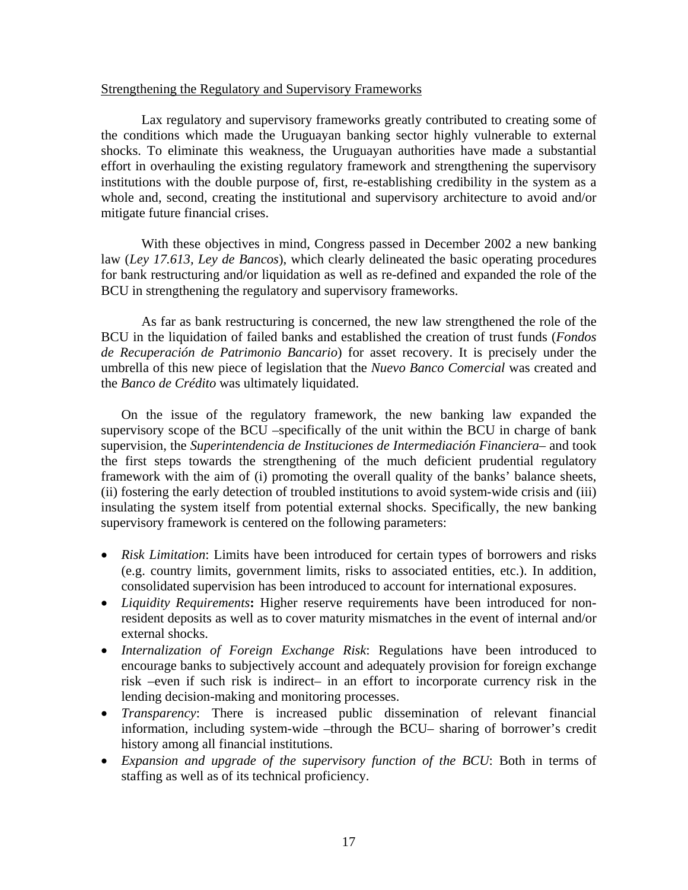Strengthening the Regulatory and Supervisory Frameworks

Lax regulatory and supervisory frameworks greatly contributed to creating some of the conditions which made the Uruguayan banking sector highly vulnerable to external shocks. To eliminate this weakness, the Uruguayan authorities have made a substantial effort in overhauling the existing regulatory framework and strengthening the supervisory institutions with the double purpose of, first, re-establishing credibility in the system as a whole and, second, creating the institutional and supervisory architecture to avoid and/or mitigate future financial crises.

With these objectives in mind, Congress passed in December 2002 a new banking law (*Ley 17.613*, *Ley de Bancos*), which clearly delineated the basic operating procedures for bank restructuring and/or liquidation as well as re-defined and expanded the role of the BCU in strengthening the regulatory and supervisory frameworks.

As far as bank restructuring is concerned, the new law strengthened the role of the BCU in the liquidation of failed banks and established the creation of trust funds (*Fondos de Recuperación de Patrimonio Bancario*) for asset recovery. It is precisely under the umbrella of this new piece of legislation that the *Nuevo Banco Comercial* was created and the *Banco de Crédito* was ultimately liquidated.

On the issue of the regulatory framework, the new banking law expanded the supervisory scope of the BCU –specifically of the unit within the BCU in charge of bank supervision, the *Superintendencia de Instituciones de Intermediación Financiera*– and took the first steps towards the strengthening of the much deficient prudential regulatory framework with the aim of (i) promoting the overall quality of the banks' balance sheets, (ii) fostering the early detection of troubled institutions to avoid system-wide crisis and (iii) insulating the system itself from potential external shocks. Specifically, the new banking supervisory framework is centered on the following parameters:

- *Risk Limitation*: Limits have been introduced for certain types of borrowers and risks (e.g. country limits, government limits, risks to associated entities, etc.). In addition, consolidated supervision has been introduced to account for international exposures.
- *Liquidity Requirements*: Higher reserve requirements have been introduced for non-resident deposits as well as to cover maturity mismatches in the event of internal and/or external shocks.
- *Internalization of Foreign Exchange Risk*: Regulations have been introduced to encourage banks to subjectively account and adequately provision for foreign exchange risk –even if such risk is indirect– in an effort to incorporate currency risk in the lending decision-making and monitoring processes.
- *Transparency*: There is increased public dissemination of relevant financial information, including system-wide –through the BCU– sharing of borrower's credit history among all financial institutions.
- *Expansion and upgrade of the supervisory function of the BCU*: Both in terms of staffing as well as of its technical proficiency.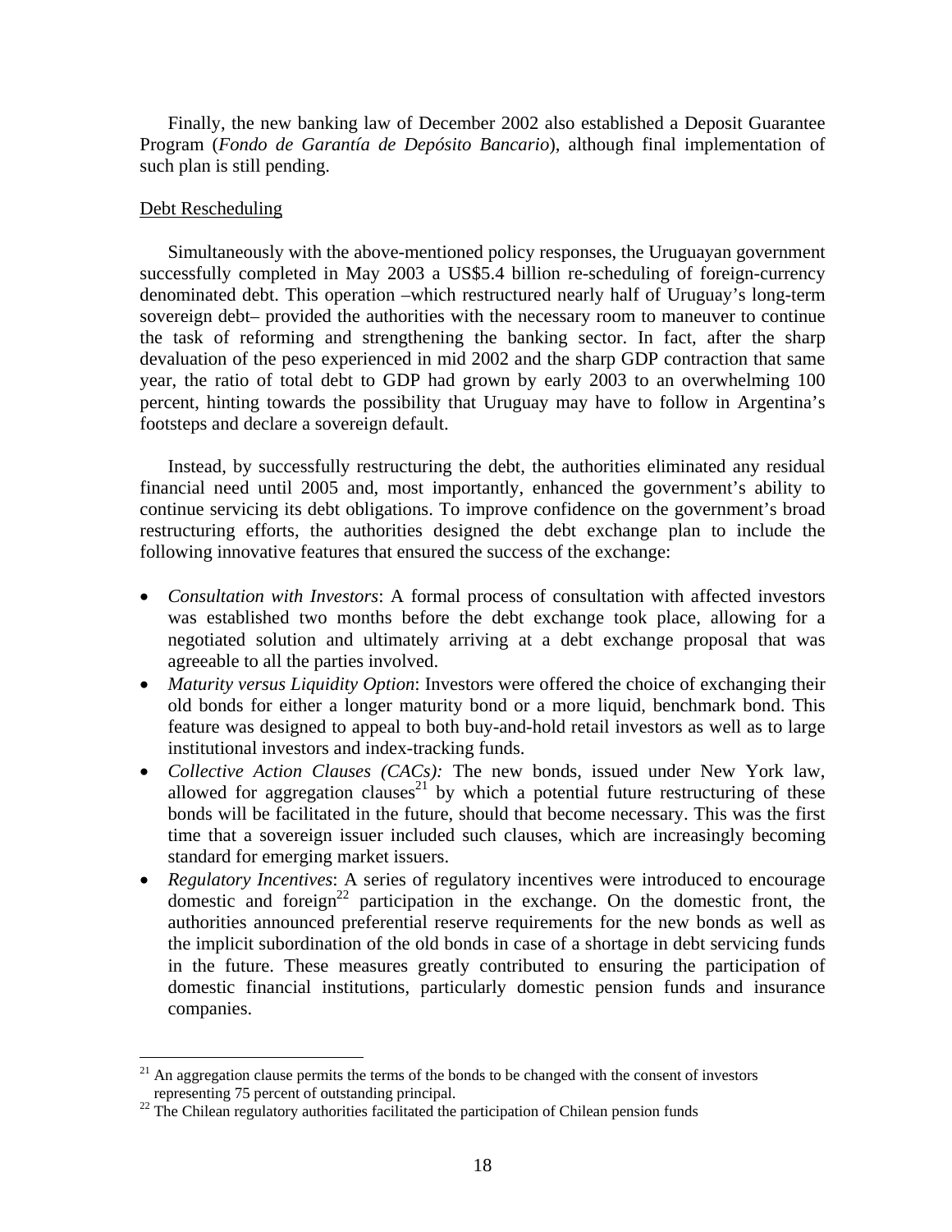Finally, the new banking law of December 2002 also established a Deposit Guarantee Program (*Fondo de Garantía de Depósito Bancario*), although final implementation of such plan is still pending.

Debt Rescheduling

Simultaneously with the above-mentioned policy responses, the Uruguayan government successfully completed in May 2003 a US$5.4 billion re-scheduling of foreign-currency denominated debt. This operation –which restructured nearly half of Uruguay's long-term sovereign debt– provided the authorities with the necessary room to maneuver to continue the task of reforming and strengthening the banking sector. In fact, after the sharp devaluation of the peso experienced in mid 2002 and the sharp GDP contraction that same year, the ratio of total debt to GDP had grown by early 2003 to an overwhelming 100 percent, hinting towards the possibility that Uruguay may have to follow in Argentina's footsteps and declare a sovereign default.

Instead, by successfully restructuring the debt, the authorities eliminated any residual financial need until 2005 and, most importantly, enhanced the government's ability to continue servicing its debt obligations. To improve confidence on the government's broad restructuring efforts, the authorities designed the debt exchange plan to include the following innovative features that ensured the success of the exchange:

- *Consultation with Investors*: A formal process of consultation with affected investors was established two months before the debt exchange took place, allowing for a negotiated solution and ultimately arriving at a debt exchange proposal that was agreeable to all the parties involved.
- *Maturity versus Liquidity Option*: Investors were offered the choice of exchanging their old bonds for either a longer maturity bond or a more liquid, benchmark bond. This feature was designed to appeal to both buy-and-hold retail investors as well as to large institutional investors and index-tracking funds.
- *Collective Action Clauses (CACs):* The new bonds, issued under New York law, allowed for aggregation clauses[21] by which a potential future restructuring of these bonds will be facilitated in the future, should that become necessary. This was the first time that a sovereign issuer included such clauses, which are increasingly becoming standard for emerging market issuers.
- *Regulatory Incentives*: A series of regulatory incentives were introduced to encourage domestic and foreign[22] participation in the exchange. On the domestic front, the authorities announced preferential reserve requirements for the new bonds as well as the implicit subordination of the old bonds in case of a shortage in debt servicing funds in the future. These measures greatly contributed to ensuring the participation of domestic financial institutions, particularly domestic pension funds and insurance companies.

[21] An aggregation clause permits the terms of the bonds to be changed with the consent of investors representing 75 percent of outstanding principal.

[22] The Chilean regulatory authorities facilitated the participation of Chilean pension funds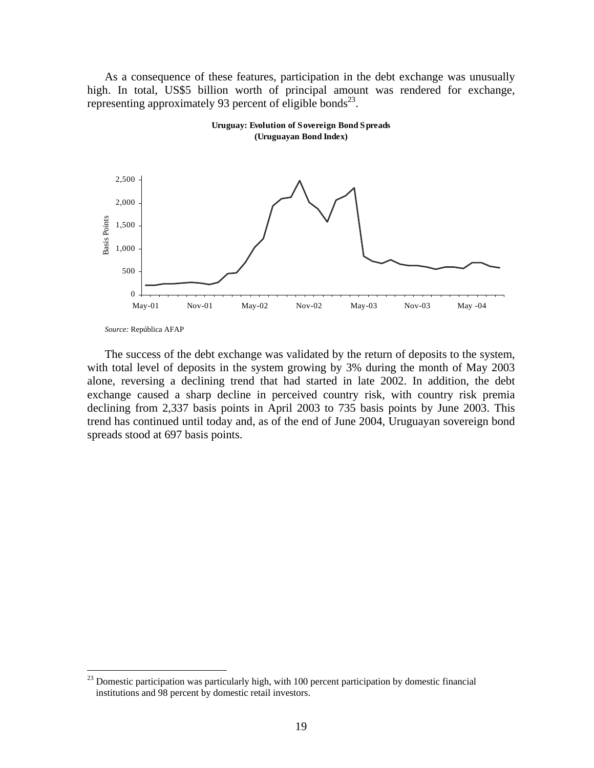As a consequence of these features, participation in the debt exchange was unusually high. In total, US$5 billion worth of principal amount was rendered for exchange, representing approximately 93 percent of eligible bonds[23].

**Uruguay: Evolution of Sovereign Bond Spreads (Uruguayan Bond Index)**

*Source:* República AFAP

The success of the debt exchange was validated by the return of deposits to the system, with total level of deposits in the system growing by 3% during the month of May 2003 alone, reversing a declining trend that had started in late 2002. In addition, the debt exchange caused a sharp decline in perceived country risk, with country risk premia declining from 2,337 basis points in April 2003 to 735 basis points by June 2003. This trend has continued until today and, as of the end of June 2004, Uruguayan sovereign bond spreads stood at 697 basis points.

---

[23] Domestic participation was particularly high, with 100 percent participation by domestic financial institutions and 98 percent by domestic retail investors.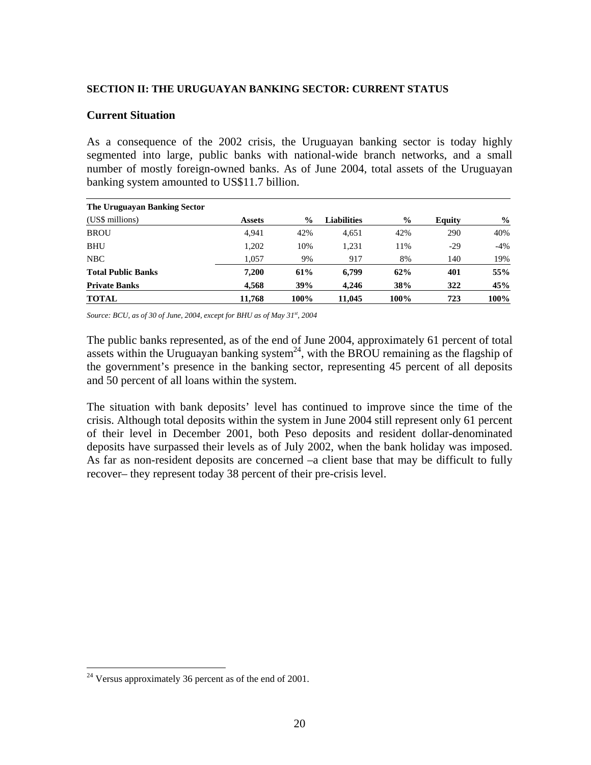**SECTION II: THE URUGUAYAN BANKING SECTOR: CURRENT STATUS**

## Current Situation

As a consequence of the 2002 crisis, the Uruguayan banking sector is today highly segmented into large, public banks with national-wide branch networks, and a small number of mostly foreign-owned banks. As of June 2004, total assets of the Uruguayan banking system amounted to US$11.7 billion.

| **The Uruguayan Banking Sector** (US$ millions) | **Assets** | **%** | **Liabilities** | **%** | **Equity** | **%** |
|---|---|---|---|---|---|---|
| BROU | 4,941 | 42% | 4,651 | 42% | 290 | 40% |
| BHU | 1,202 | 10% | 1,231 | 11% | -29 | -4% |
| NBC | 1,057 | 9% | 917 | 8% | 140 | 19% |
| **Total Public Banks** | **7,200** | **61%** | **6,799** | **62%** | **401** | **55%** |
| **Private Banks** | **4,568** | **39%** | **4,246** | **38%** | **322** | **45%** |
| **TOTAL** | **11,768** | **100%** | **11,045** | **100%** | **723** | **100%** |

*Source: BCU, as of 30 of June, 2004, except for BHU as of May 31st, 2004*

The public banks represented, as of the end of June 2004, approximately 61 percent of total assets within the Uruguayan banking system[24], with the BROU remaining as the flagship of the government's presence in the banking sector, representing 45 percent of all deposits and 50 percent of all loans within the system.

The situation with bank deposits' level has continued to improve since the time of the crisis. Although total deposits within the system in June 2004 still represent only 61 percent of their level in December 2001, both Peso deposits and resident dollar-denominated deposits have surpassed their levels as of July 2002, when the bank holiday was imposed. As far as non-resident deposits are concerned –a client base that may be difficult to fully recover– they represent today 38 percent of their pre-crisis level.

[24] Versus approximately 36 percent as of the end of 2001.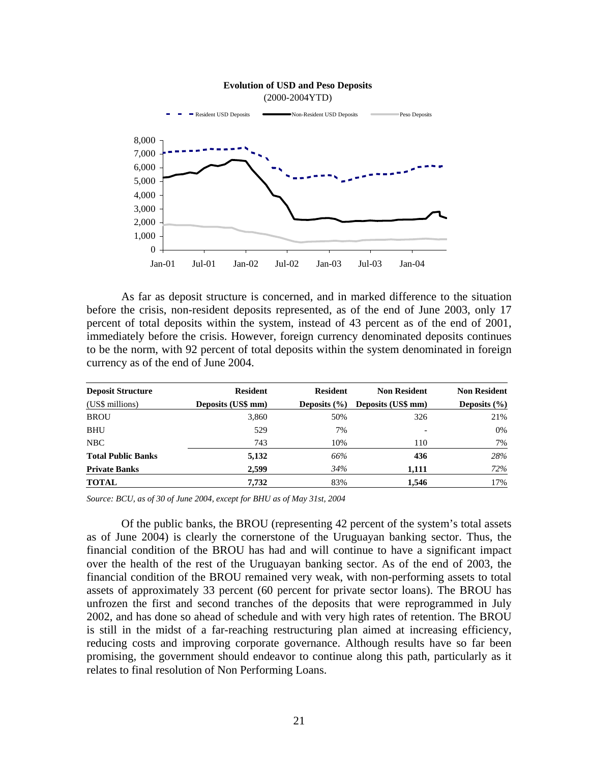**Evolution of USD and Peso Deposits**
(2000-2004YTD)

As far as deposit structure is concerned, and in marked difference to the situation before the crisis, non-resident deposits represented, as of the end of June 2003, only 17 percent of total deposits within the system, instead of 43 percent as of the end of 2001, immediately before the crisis. However, foreign currency denominated deposits continues to be the norm, with 92 percent of total deposits within the system denominated in foreign currency as of the end of June 2004.

| **Deposit Structure** (US$ millions) | **Resident Deposits (US$ mm)** | **Resident Deposits (%)** | **Non Resident Deposits (US$ mm)** | **Non Resident Deposits (%)** |
|---|---|---|---|---|
| BROU | 3,860 | 50% | 326 | 21% |
| BHU | 529 | 7% | - | 0% |
| NBC | 743 | 10% | 110 | 7% |
| **Total Public Banks** | **5,132** | *66%* | **436** | *28%* |
| **Private Banks** | **2,599** | *34%* | **1,111** | *72%* |
| **TOTAL** | **7,732** | 83% | **1,546** | 17% |

*Source: BCU, as of 30 of June 2004, except for BHU as of May 31st, 2004*

Of the public banks, the BROU (representing 42 percent of the system's total assets as of June 2004) is clearly the cornerstone of the Uruguayan banking sector. Thus, the financial condition of the BROU has had and will continue to have a significant impact over the health of the rest of the Uruguayan banking sector. As of the end of 2003, the financial condition of the BROU remained very weak, with non-performing assets to total assets of approximately 33 percent (60 percent for private sector loans). The BROU has unfrozen the first and second tranches of the deposits that were reprogrammed in July 2002, and has done so ahead of schedule and with very high rates of retention. The BROU is still in the midst of a far-reaching restructuring plan aimed at increasing efficiency, reducing costs and improving corporate governance. Although results have so far been promising, the government should endeavor to continue along this path, particularly as it relates to final resolution of Non Performing Loans.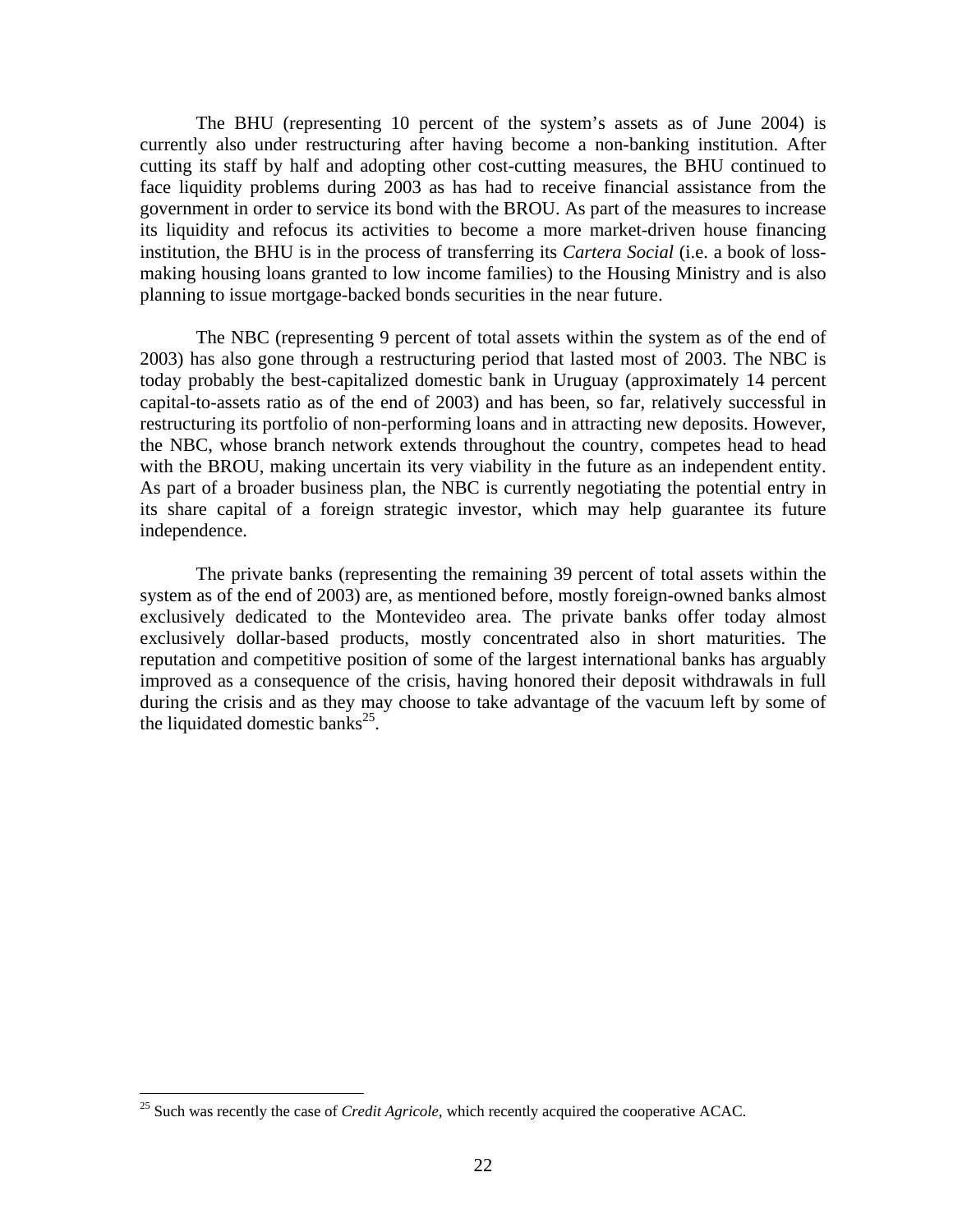The BHU (representing 10 percent of the system's assets as of June 2004) is currently also under restructuring after having become a non-banking institution. After cutting its staff by half and adopting other cost-cutting measures, the BHU continued to face liquidity problems during 2003 as has had to receive financial assistance from the government in order to service its bond with the BROU. As part of the measures to increase its liquidity and refocus its activities to become a more market-driven house financing institution, the BHU is in the process of transferring its *Cartera Social* (i.e. a book of loss-making housing loans granted to low income families) to the Housing Ministry and is also planning to issue mortgage-backed bonds securities in the near future.

The NBC (representing 9 percent of total assets within the system as of the end of 2003) has also gone through a restructuring period that lasted most of 2003. The NBC is today probably the best-capitalized domestic bank in Uruguay (approximately 14 percent capital-to-assets ratio as of the end of 2003) and has been, so far, relatively successful in restructuring its portfolio of non-performing loans and in attracting new deposits. However, the NBC, whose branch network extends throughout the country, competes head to head with the BROU, making uncertain its very viability in the future as an independent entity. As part of a broader business plan, the NBC is currently negotiating the potential entry in its share capital of a foreign strategic investor, which may help guarantee its future independence.

The private banks (representing the remaining 39 percent of total assets within the system as of the end of 2003) are, as mentioned before, mostly foreign-owned banks almost exclusively dedicated to the Montevideo area. The private banks offer today almost exclusively dollar-based products, mostly concentrated also in short maturities. The reputation and competitive position of some of the largest international banks has arguably improved as a consequence of the crisis, having honored their deposit withdrawals in full during the crisis and as they may choose to take advantage of the vacuum left by some of the liquidated domestic banks[25].

[25] Such was recently the case of *Credit Agricole*, which recently acquired the cooperative ACAC.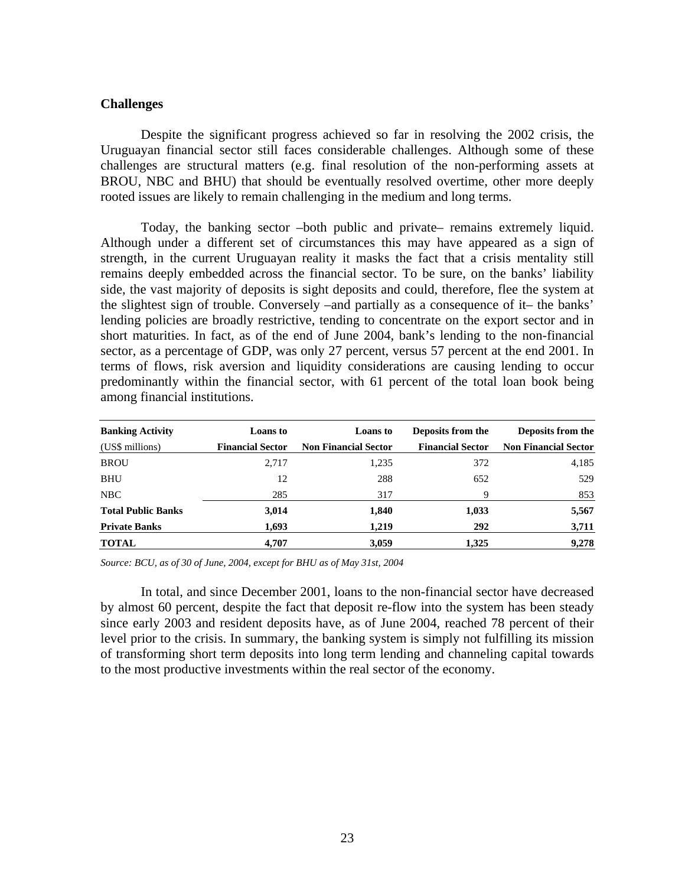## Challenges

Despite the significant progress achieved so far in resolving the 2002 crisis, the Uruguayan financial sector still faces considerable challenges. Although some of these challenges are structural matters (e.g. final resolution of the non-performing assets at BROU, NBC and BHU) that should be eventually resolved overtime, other more deeply rooted issues are likely to remain challenging in the medium and long terms.

Today, the banking sector –both public and private– remains extremely liquid. Although under a different set of circumstances this may have appeared as a sign of strength, in the current Uruguayan reality it masks the fact that a crisis mentality still remains deeply embedded across the financial sector. To be sure, on the banks' liability side, the vast majority of deposits is sight deposits and could, therefore, flee the system at the slightest sign of trouble. Conversely –and partially as a consequence of it– the banks' lending policies are broadly restrictive, tending to concentrate on the export sector and in short maturities. In fact, as of the end of June 2004, bank's lending to the non-financial sector, as a percentage of GDP, was only 27 percent, versus 57 percent at the end 2001. In terms of flows, risk aversion and liquidity considerations are causing lending to occur predominantly within the financial sector, with 61 percent of the total loan book being among financial institutions.

| **Banking Activity** (US$ millions) | **Loans to Financial Sector** | **Loans to Non Financial Sector** | **Deposits from the Financial Sector** | **Deposits from the Non Financial Sector** |
|---|---|---|---|---|
| BROU | 2,717 | 1,235 | 372 | 4,185 |
| BHU | 12 | 288 | 652 | 529 |
| NBC | 285 | 317 | 9 | 853 |
| **Total Public Banks** | **3,014** | **1,840** | **1,033** | **5,567** |
| **Private Banks** | **1,693** | **1,219** | **292** | **3,711** |
| **TOTAL** | **4,707** | **3,059** | **1,325** | **9,278** |

*Source: BCU, as of 30 of June, 2004, except for BHU as of May 31st, 2004*

In total, and since December 2001, loans to the non-financial sector have decreased by almost 60 percent, despite the fact that deposit re-flow into the system has been steady since early 2003 and resident deposits have, as of June 2004, reached 78 percent of their level prior to the crisis. In summary, the banking system is simply not fulfilling its mission of transforming short term deposits into long term lending and channeling capital towards to the most productive investments within the real sector of the economy.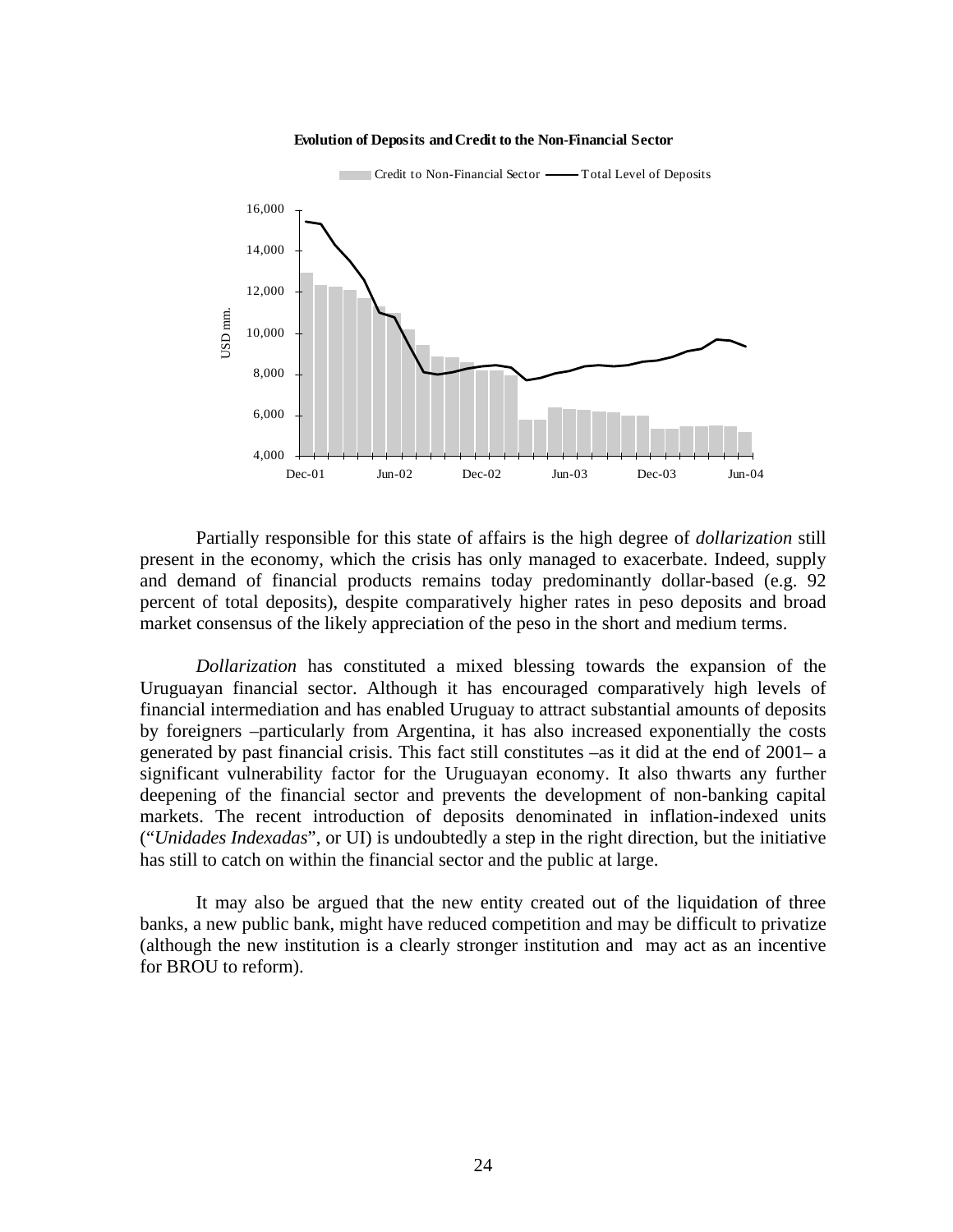**Evolution of Deposits and Credit to the Non-Financial Sector**

Partially responsible for this state of affairs is the high degree of *dollarization* still present in the economy, which the crisis has only managed to exacerbate. Indeed, supply and demand of financial products remains today predominantly dollar-based (e.g. 92 percent of total deposits), despite comparatively higher rates in peso deposits and broad market consensus of the likely appreciation of the peso in the short and medium terms.

*Dollarization* has constituted a mixed blessing towards the expansion of the Uruguayan financial sector. Although it has encouraged comparatively high levels of financial intermediation and has enabled Uruguay to attract substantial amounts of deposits by foreigners –particularly from Argentina, it has also increased exponentially the costs generated by past financial crisis. This fact still constitutes –as it did at the end of 2001– a significant vulnerability factor for the Uruguayan economy. It also thwarts any further deepening of the financial sector and prevents the development of non-banking capital markets. The recent introduction of deposits denominated in inflation-indexed units ("*Unidades Indexadas*", or UI) is undoubtedly a step in the right direction, but the initiative has still to catch on within the financial sector and the public at large.

It may also be argued that the new entity created out of the liquidation of three banks, a new public bank, might have reduced competition and may be difficult to privatize (although the new institution is a clearly stronger institution and may act as an incentive for BROU to reform).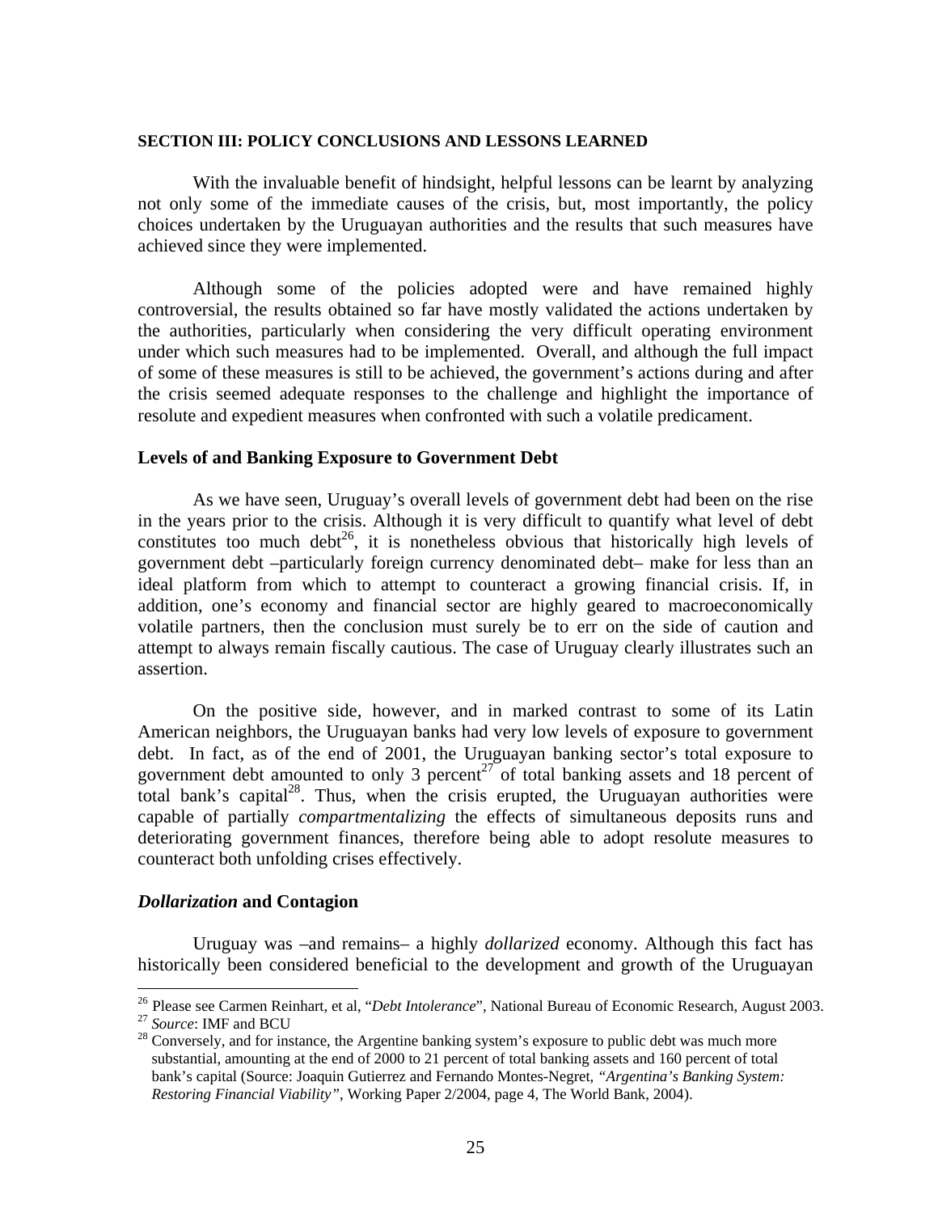## SECTION III: POLICY CONCLUSIONS AND LESSONS LEARNED

With the invaluable benefit of hindsight, helpful lessons can be learnt by analyzing not only some of the immediate causes of the crisis, but, most importantly, the policy choices undertaken by the Uruguayan authorities and the results that such measures have achieved since they were implemented.

Although some of the policies adopted were and have remained highly controversial, the results obtained so far have mostly validated the actions undertaken by the authorities, particularly when considering the very difficult operating environment under which such measures had to be implemented. Overall, and although the full impact of some of these measures is still to be achieved, the government's actions during and after the crisis seemed adequate responses to the challenge and highlight the importance of resolute and expedient measures when confronted with such a volatile predicament.

### Levels of and Banking Exposure to Government Debt

As we have seen, Uruguay's overall levels of government debt had been on the rise in the years prior to the crisis. Although it is very difficult to quantify what level of debt constitutes too much debt[26], it is nonetheless obvious that historically high levels of government debt –particularly foreign currency denominated debt– make for less than an ideal platform from which to attempt to counteract a growing financial crisis. If, in addition, one's economy and financial sector are highly geared to macroeconomically volatile partners, then the conclusion must surely be to err on the side of caution and attempt to always remain fiscally cautious. The case of Uruguay clearly illustrates such an assertion.

On the positive side, however, and in marked contrast to some of its Latin American neighbors, the Uruguayan banks had very low levels of exposure to government debt. In fact, as of the end of 2001, the Uruguayan banking sector's total exposure to government debt amounted to only 3 percent[27] of total banking assets and 18 percent of total bank's capital[28]. Thus, when the crisis erupted, the Uruguayan authorities were capable of partially *compartmentalizing* the effects of simultaneous deposits runs and deteriorating government finances, therefore being able to adopt resolute measures to counteract both unfolding crises effectively.

### *Dollarization* and Contagion

Uruguay was –and remains– a highly *dollarized* economy. Although this fact has historically been considered beneficial to the development and growth of the Uruguayan

---

[26] Please see Carmen Reinhart, et al, "*Debt Intolerance*", National Bureau of Economic Research, August 2003.

[27] *Source*: IMF and BCU

[28] Conversely, and for instance, the Argentine banking system's exposure to public debt was much more substantial, amounting at the end of 2000 to 21 percent of total banking assets and 160 percent of total bank's capital (Source: Joaquin Gutierrez and Fernando Montes-Negret, *"Argentina's Banking System: Restoring Financial Viability"*, Working Paper 2/2004, page 4, The World Bank, 2004).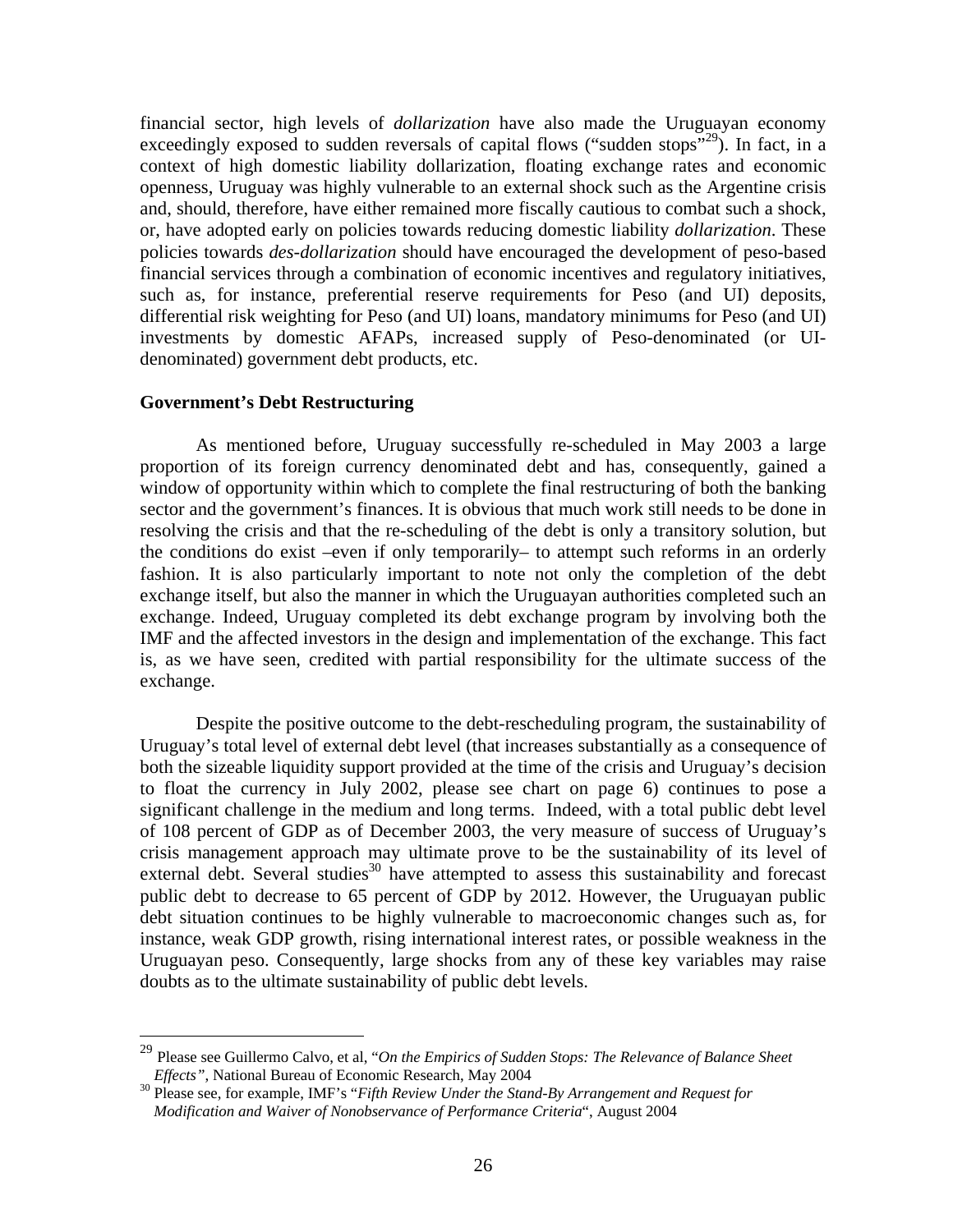financial sector, high levels of *dollarization* have also made the Uruguayan economy exceedingly exposed to sudden reversals of capital flows ("sudden stops"[29]). In fact, in a context of high domestic liability dollarization, floating exchange rates and economic openness, Uruguay was highly vulnerable to an external shock such as the Argentine crisis and, should, therefore, have either remained more fiscally cautious to combat such a shock, or, have adopted early on policies towards reducing domestic liability *dollarization*. These policies towards *des-dollarization* should have encouraged the development of peso-based financial services through a combination of economic incentives and regulatory initiatives, such as, for instance, preferential reserve requirements for Peso (and UI) deposits, differential risk weighting for Peso (and UI) loans, mandatory minimums for Peso (and UI) investments by domestic AFAPs, increased supply of Peso-denominated (or UI-denominated) government debt products, etc.

**Government's Debt Restructuring**

As mentioned before, Uruguay successfully re-scheduled in May 2003 a large proportion of its foreign currency denominated debt and has, consequently, gained a window of opportunity within which to complete the final restructuring of both the banking sector and the government's finances. It is obvious that much work still needs to be done in resolving the crisis and that the re-scheduling of the debt is only a transitory solution, but the conditions do exist –even if only temporarily– to attempt such reforms in an orderly fashion. It is also particularly important to note not only the completion of the debt exchange itself, but also the manner in which the Uruguayan authorities completed such an exchange. Indeed, Uruguay completed its debt exchange program by involving both the IMF and the affected investors in the design and implementation of the exchange. This fact is, as we have seen, credited with partial responsibility for the ultimate success of the exchange.

Despite the positive outcome to the debt-rescheduling program, the sustainability of Uruguay's total level of external debt level (that increases substantially as a consequence of both the sizeable liquidity support provided at the time of the crisis and Uruguay's decision to float the currency in July 2002, please see chart on page 6) continues to pose a significant challenge in the medium and long terms. Indeed, with a total public debt level of 108 percent of GDP as of December 2003, the very measure of success of Uruguay's crisis management approach may ultimate prove to be the sustainability of its level of external debt. Several studies[30] have attempted to assess this sustainability and forecast public debt to decrease to 65 percent of GDP by 2012. However, the Uruguayan public debt situation continues to be highly vulnerable to macroeconomic changes such as, for instance, weak GDP growth, rising international interest rates, or possible weakness in the Uruguayan peso. Consequently, large shocks from any of these key variables may raise doubts as to the ultimate sustainability of public debt levels.

---

[29] Please see Guillermo Calvo, et al, "*On the Empirics of Sudden Stops: The Relevance of Balance Sheet Effects"*, National Bureau of Economic Research, May 2004

[30] Please see, for example, IMF's "*Fifth Review Under the Stand-By Arrangement and Request for Modification and Waiver of Nonobservance of Performance Criteria*", August 2004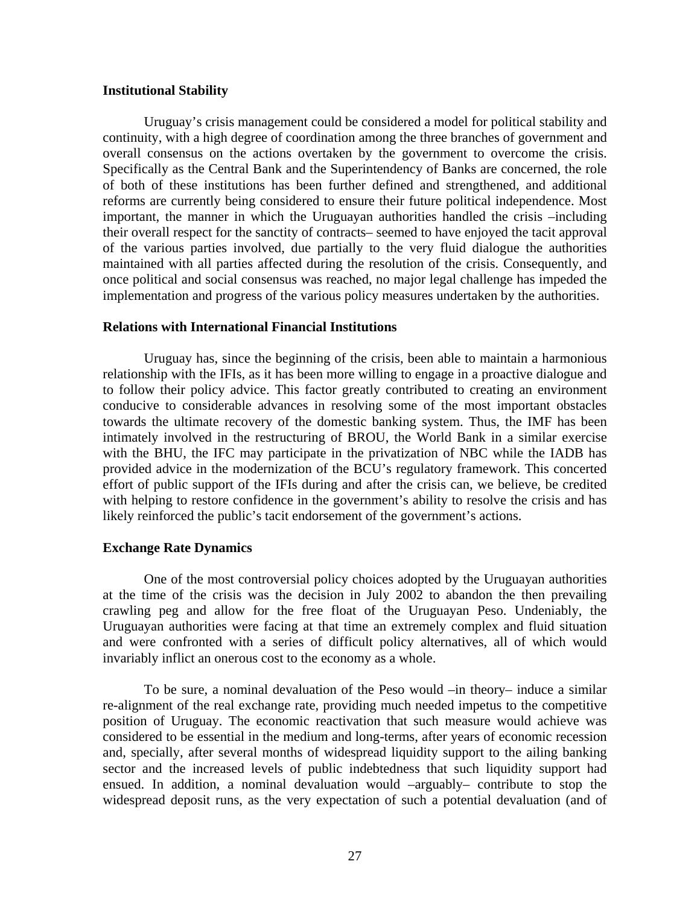### Institutional Stability

Uruguay's crisis management could be considered a model for political stability and continuity, with a high degree of coordination among the three branches of government and overall consensus on the actions overtaken by the government to overcome the crisis. Specifically as the Central Bank and the Superintendency of Banks are concerned, the role of both of these institutions has been further defined and strengthened, and additional reforms are currently being considered to ensure their future political independence. Most important, the manner in which the Uruguayan authorities handled the crisis –including their overall respect for the sanctity of contracts– seemed to have enjoyed the tacit approval of the various parties involved, due partially to the very fluid dialogue the authorities maintained with all parties affected during the resolution of the crisis. Consequently, and once political and social consensus was reached, no major legal challenge has impeded the implementation and progress of the various policy measures undertaken by the authorities.

### Relations with International Financial Institutions

Uruguay has, since the beginning of the crisis, been able to maintain a harmonious relationship with the IFIs, as it has been more willing to engage in a proactive dialogue and to follow their policy advice. This factor greatly contributed to creating an environment conducive to considerable advances in resolving some of the most important obstacles towards the ultimate recovery of the domestic banking system. Thus, the IMF has been intimately involved in the restructuring of BROU, the World Bank in a similar exercise with the BHU, the IFC may participate in the privatization of NBC while the IADB has provided advice in the modernization of the BCU's regulatory framework. This concerted effort of public support of the IFIs during and after the crisis can, we believe, be credited with helping to restore confidence in the government's ability to resolve the crisis and has likely reinforced the public's tacit endorsement of the government's actions.

### Exchange Rate Dynamics

One of the most controversial policy choices adopted by the Uruguayan authorities at the time of the crisis was the decision in July 2002 to abandon the then prevailing crawling peg and allow for the free float of the Uruguayan Peso. Undeniably, the Uruguayan authorities were facing at that time an extremely complex and fluid situation and were confronted with a series of difficult policy alternatives, all of which would invariably inflict an onerous cost to the economy as a whole.

To be sure, a nominal devaluation of the Peso would –in theory– induce a similar re-alignment of the real exchange rate, providing much needed impetus to the competitive position of Uruguay. The economic reactivation that such measure would achieve was considered to be essential in the medium and long-terms, after years of economic recession and, specially, after several months of widespread liquidity support to the ailing banking sector and the increased levels of public indebtedness that such liquidity support had ensued. In addition, a nominal devaluation would –arguably– contribute to stop the widespread deposit runs, as the very expectation of such a potential devaluation (and of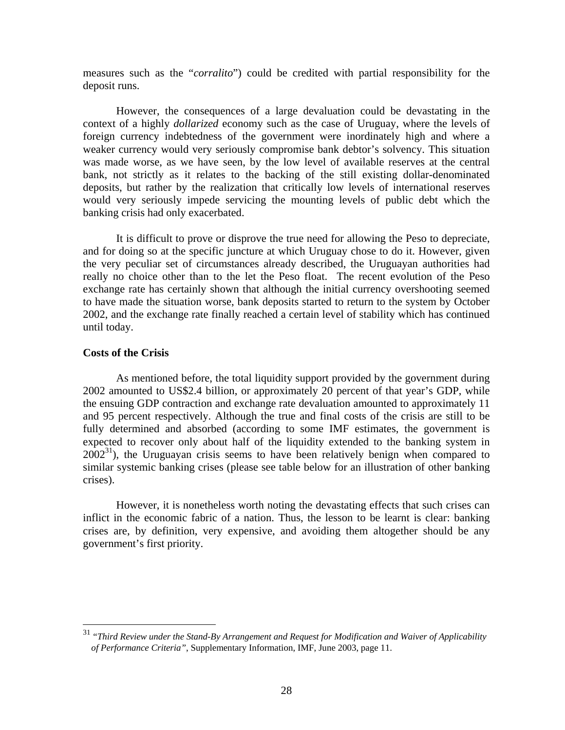measures such as the "*corralito*") could be credited with partial responsibility for the deposit runs.

However, the consequences of a large devaluation could be devastating in the context of a highly *dollarized* economy such as the case of Uruguay, where the levels of foreign currency indebtedness of the government were inordinately high and where a weaker currency would very seriously compromise bank debtor's solvency. This situation was made worse, as we have seen, by the low level of available reserves at the central bank, not strictly as it relates to the backing of the still existing dollar-denominated deposits, but rather by the realization that critically low levels of international reserves would very seriously impede servicing the mounting levels of public debt which the banking crisis had only exacerbated.

It is difficult to prove or disprove the true need for allowing the Peso to depreciate, and for doing so at the specific juncture at which Uruguay chose to do it. However, given the very peculiar set of circumstances already described, the Uruguayan authorities had really no choice other than to the let the Peso float. The recent evolution of the Peso exchange rate has certainly shown that although the initial currency overshooting seemed to have made the situation worse, bank deposits started to return to the system by October 2002, and the exchange rate finally reached a certain level of stability which has continued until today.

**Costs of the Crisis**

As mentioned before, the total liquidity support provided by the government during 2002 amounted to US$2.4 billion, or approximately 20 percent of that year's GDP, while the ensuing GDP contraction and exchange rate devaluation amounted to approximately 11 and 95 percent respectively. Although the true and final costs of the crisis are still to be fully determined and absorbed (according to some IMF estimates, the government is expected to recover only about half of the liquidity extended to the banking system in 2002[31]), the Uruguayan crisis seems to have been relatively benign when compared to similar systemic banking crises (please see table below for an illustration of other banking crises).

However, it is nonetheless worth noting the devastating effects that such crises can inflict in the economic fabric of a nation. Thus, the lesson to be learnt is clear: banking crises are, by definition, very expensive, and avoiding them altogether should be any government's first priority.

---

[31] *"Third Review under the Stand-By Arrangement and Request for Modification and Waiver of Applicability of Performance Criteria"*, Supplementary Information, IMF, June 2003, page 11.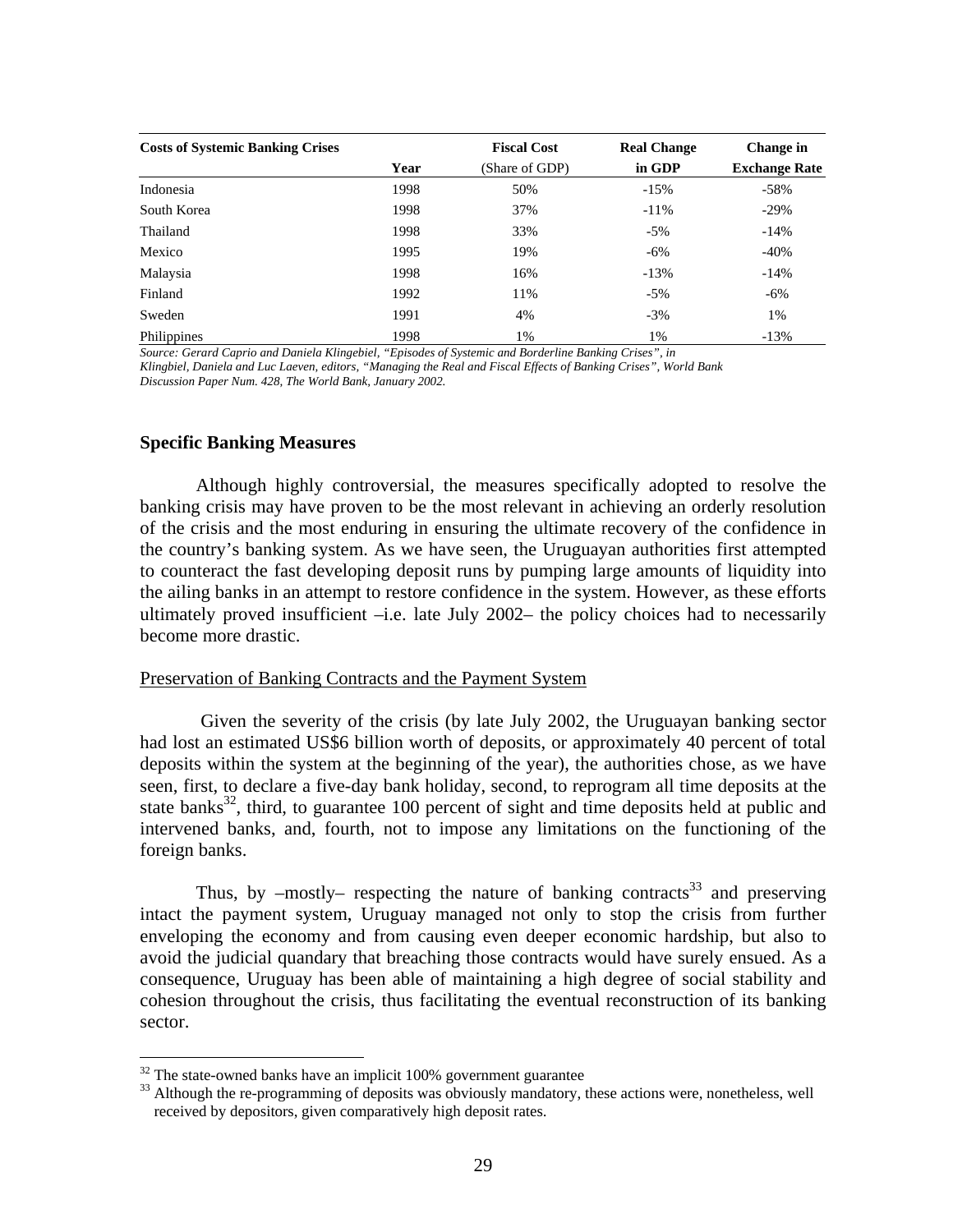| Costs of Systemic Banking Crises | Year | Fiscal Cost (Share of GDP) | Real Change in GDP | Change in Exchange Rate |
|---|---|---|---|---|
| Indonesia | 1998 | 50% | -15% | -58% |
| South Korea | 1998 | 37% | -11% | -29% |
| Thailand | 1998 | 33% | -5% | -14% |
| Mexico | 1995 | 19% | -6% | -40% |
| Malaysia | 1998 | 16% | -13% | -14% |
| Finland | 1992 | 11% | -5% | -6% |
| Sweden | 1991 | 4% | -3% | 1% |
| Philippines | 1998 | 1% | 1% | -13% |

*Source: Gerard Caprio and Daniela Klingebiel, "Episodes of Systemic and Borderline Banking Crises", in Klingbiel, Daniela and Luc Laeven, editors, "Managing the Real and Fiscal Effects of Banking Crises", World Bank Discussion Paper Num. 428, The World Bank, January 2002.*

### Specific Banking Measures

Although highly controversial, the measures specifically adopted to resolve the banking crisis may have proven to be the most relevant in achieving an orderly resolution of the crisis and the most enduring in ensuring the ultimate recovery of the confidence in the country's banking system. As we have seen, the Uruguayan authorities first attempted to counteract the fast developing deposit runs by pumping large amounts of liquidity into the ailing banks in an attempt to restore confidence in the system. However, as these efforts ultimately proved insufficient –i.e. late July 2002– the policy choices had to necessarily become more drastic.

#### Preservation of Banking Contracts and the Payment System

Given the severity of the crisis (by late July 2002, the Uruguayan banking sector had lost an estimated US$6 billion worth of deposits, or approximately 40 percent of total deposits within the system at the beginning of the year), the authorities chose, as we have seen, first, to declare a five-day bank holiday, second, to reprogram all time deposits at the state banks[32], third, to guarantee 100 percent of sight and time deposits held at public and intervened banks, and, fourth, not to impose any limitations on the functioning of the foreign banks.

Thus, by –mostly– respecting the nature of banking contracts[33] and preserving intact the payment system, Uruguay managed not only to stop the crisis from further enveloping the economy and from causing even deeper economic hardship, but also to avoid the judicial quandary that breaching those contracts would have surely ensued. As a consequence, Uruguay has been able of maintaining a high degree of social stability and cohesion throughout the crisis, thus facilitating the eventual reconstruction of its banking sector.

[32] The state-owned banks have an implicit 100% government guarantee

[33] Although the re-programming of deposits was obviously mandatory, these actions were, nonetheless, well received by depositors, given comparatively high deposit rates.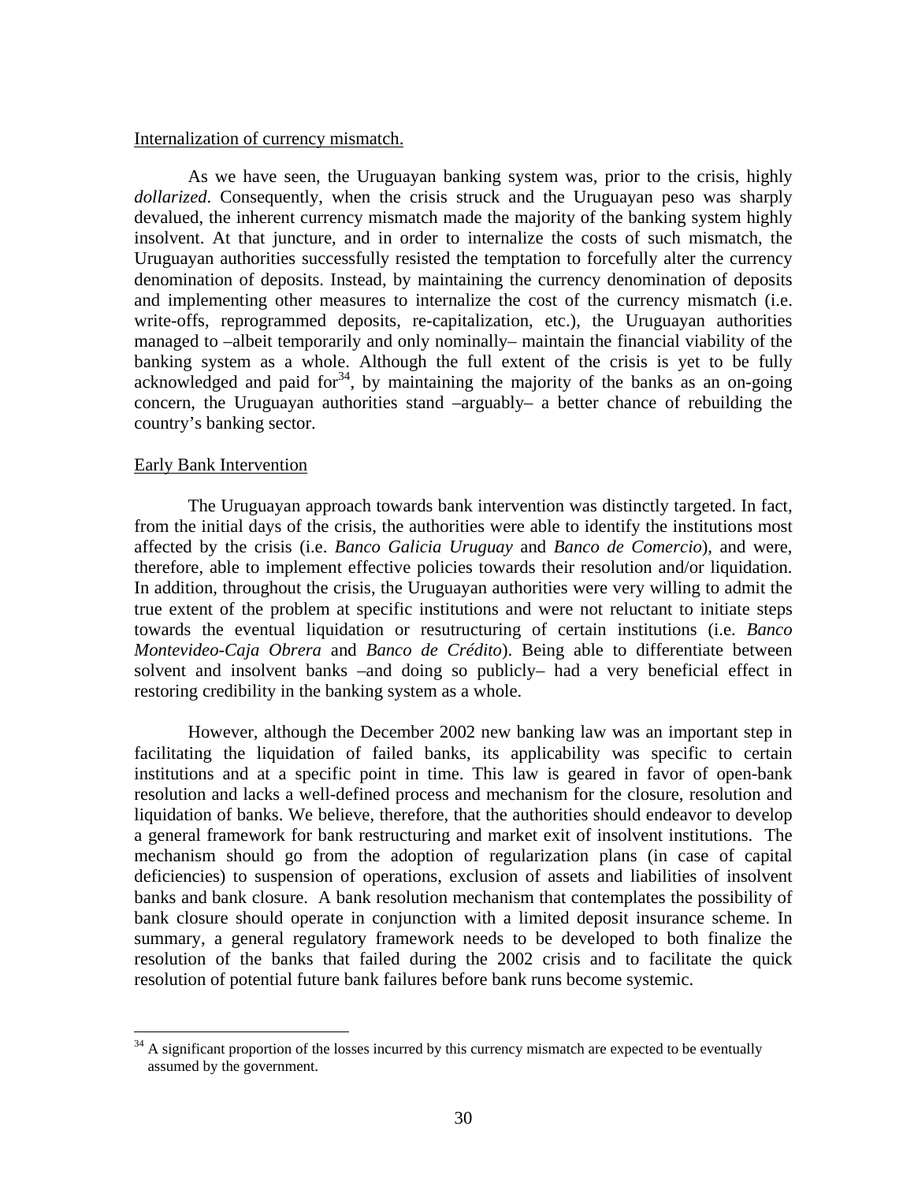Internalization of currency mismatch.

As we have seen, the Uruguayan banking system was, prior to the crisis, highly *dollarized*. Consequently, when the crisis struck and the Uruguayan peso was sharply devalued, the inherent currency mismatch made the majority of the banking system highly insolvent. At that juncture, and in order to internalize the costs of such mismatch, the Uruguayan authorities successfully resisted the temptation to forcefully alter the currency denomination of deposits. Instead, by maintaining the currency denomination of deposits and implementing other measures to internalize the cost of the currency mismatch (i.e. write-offs, reprogrammed deposits, re-capitalization, etc.), the Uruguayan authorities managed to –albeit temporarily and only nominally– maintain the financial viability of the banking system as a whole. Although the full extent of the crisis is yet to be fully acknowledged and paid for[34], by maintaining the majority of the banks as an on-going concern, the Uruguayan authorities stand –arguably– a better chance of rebuilding the country's banking sector.

Early Bank Intervention

The Uruguayan approach towards bank intervention was distinctly targeted. In fact, from the initial days of the crisis, the authorities were able to identify the institutions most affected by the crisis (i.e. *Banco Galicia Uruguay* and *Banco de Comercio*), and were, therefore, able to implement effective policies towards their resolution and/or liquidation. In addition, throughout the crisis, the Uruguayan authorities were very willing to admit the true extent of the problem at specific institutions and were not reluctant to initiate steps towards the eventual liquidation or resutructuring of certain institutions (i.e. *Banco Montevideo-Caja Obrera* and *Banco de Crédito*). Being able to differentiate between solvent and insolvent banks –and doing so publicly– had a very beneficial effect in restoring credibility in the banking system as a whole.

However, although the December 2002 new banking law was an important step in facilitating the liquidation of failed banks, its applicability was specific to certain institutions and at a specific point in time. This law is geared in favor of open-bank resolution and lacks a well-defined process and mechanism for the closure, resolution and liquidation of banks. We believe, therefore, that the authorities should endeavor to develop a general framework for bank restructuring and market exit of insolvent institutions. The mechanism should go from the adoption of regularization plans (in case of capital deficiencies) to suspension of operations, exclusion of assets and liabilities of insolvent banks and bank closure. A bank resolution mechanism that contemplates the possibility of bank closure should operate in conjunction with a limited deposit insurance scheme. In summary, a general regulatory framework needs to be developed to both finalize the resolution of the banks that failed during the 2002 crisis and to facilitate the quick resolution of potential future bank failures before bank runs become systemic.

[34] A significant proportion of the losses incurred by this currency mismatch are expected to be eventually assumed by the government.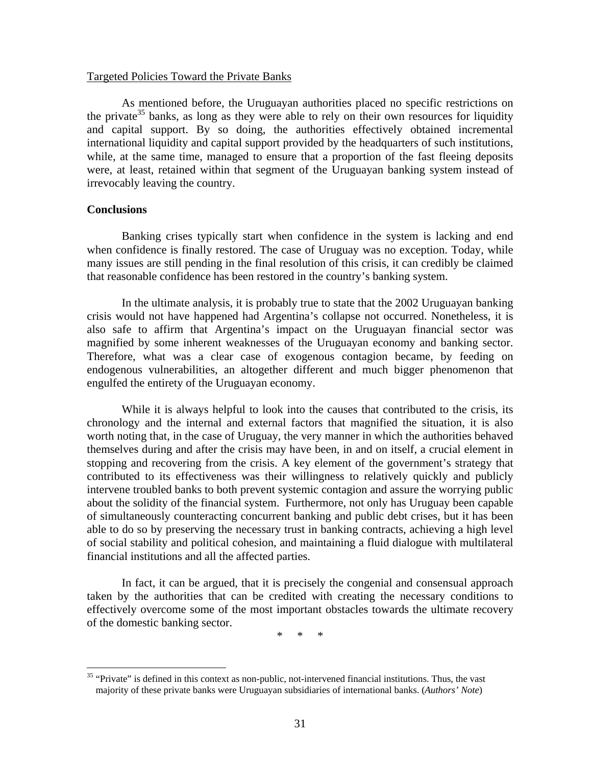Targeted Policies Toward the Private Banks

As mentioned before, the Uruguayan authorities placed no specific restrictions on the private[35] banks, as long as they were able to rely on their own resources for liquidity and capital support. By so doing, the authorities effectively obtained incremental international liquidity and capital support provided by the headquarters of such institutions, while, at the same time, managed to ensure that a proportion of the fast fleeing deposits were, at least, retained within that segment of the Uruguayan banking system instead of irrevocably leaving the country.

**Conclusions**

Banking crises typically start when confidence in the system is lacking and end when confidence is finally restored. The case of Uruguay was no exception. Today, while many issues are still pending in the final resolution of this crisis, it can credibly be claimed that reasonable confidence has been restored in the country's banking system.

In the ultimate analysis, it is probably true to state that the 2002 Uruguayan banking crisis would not have happened had Argentina's collapse not occurred. Nonetheless, it is also safe to affirm that Argentina's impact on the Uruguayan financial sector was magnified by some inherent weaknesses of the Uruguayan economy and banking sector. Therefore, what was a clear case of exogenous contagion became, by feeding on endogenous vulnerabilities, an altogether different and much bigger phenomenon that engulfed the entirety of the Uruguayan economy.

While it is always helpful to look into the causes that contributed to the crisis, its chronology and the internal and external factors that magnified the situation, it is also worth noting that, in the case of Uruguay, the very manner in which the authorities behaved themselves during and after the crisis may have been, in and on itself, a crucial element in stopping and recovering from the crisis. A key element of the government's strategy that contributed to its effectiveness was their willingness to relatively quickly and publicly intervene troubled banks to both prevent systemic contagion and assure the worrying public about the solidity of the financial system. Furthermore, not only has Uruguay been capable of simultaneously counteracting concurrent banking and public debt crises, but it has been able to do so by preserving the necessary trust in banking contracts, achieving a high level of social stability and political cohesion, and maintaining a fluid dialogue with multilateral financial institutions and all the affected parties.

In fact, it can be argued, that it is precisely the congenial and consensual approach taken by the authorities that can be credited with creating the necessary conditions to effectively overcome some of the most important obstacles towards the ultimate recovery of the domestic banking sector.

\* \* \*

[35] "Private" is defined in this context as non-public, not-intervened financial institutions. Thus, the vast majority of these private banks were Uruguayan subsidiaries of international banks. (*Authors' Note*)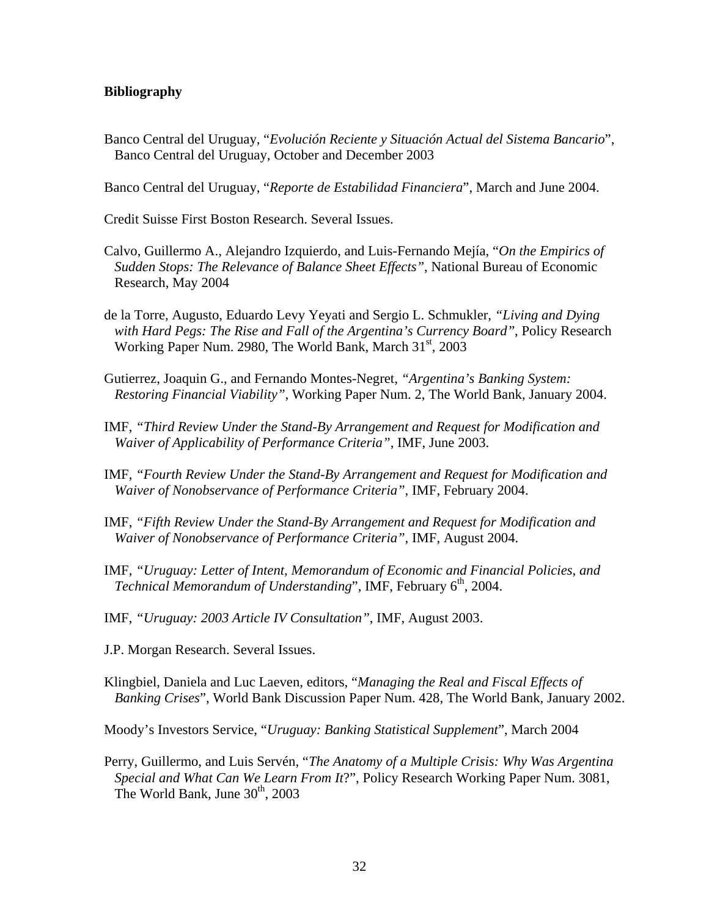**Bibliography**

Banco Central del Uruguay, "*Evolución Reciente y Situación Actual del Sistema Bancario*", Banco Central del Uruguay, October and December 2003

Banco Central del Uruguay, "*Reporte de Estabilidad Financiera*", March and June 2004.

Credit Suisse First Boston Research. Several Issues.

Calvo, Guillermo A., Alejandro Izquierdo, and Luis-Fernando Mejía, "*On the Empirics of Sudden Stops: The Relevance of Balance Sheet Effects"*, National Bureau of Economic Research, May 2004

de la Torre, Augusto, Eduardo Levy Yeyati and Sergio L. Schmukler, *"Living and Dying with Hard Pegs: The Rise and Fall of the Argentina's Currency Board"*, Policy Research Working Paper Num. 2980, The World Bank, March 31st, 2003

Gutierrez, Joaquin G., and Fernando Montes-Negret, *"Argentina's Banking System: Restoring Financial Viability"*, Working Paper Num. 2, The World Bank, January 2004.

IMF, *"Third Review Under the Stand-By Arrangement and Request for Modification and Waiver of Applicability of Performance Criteria"*, IMF, June 2003.

IMF, *"Fourth Review Under the Stand-By Arrangement and Request for Modification and Waiver of Nonobservance of Performance Criteria"*, IMF, February 2004.

IMF, *"Fifth Review Under the Stand-By Arrangement and Request for Modification and Waiver of Nonobservance of Performance Criteria"*, IMF, August 2004.

IMF, *"Uruguay: Letter of Intent, Memorandum of Economic and Financial Policies, and Technical Memorandum of Understanding*", IMF, February 6th, 2004.

IMF, *"Uruguay: 2003 Article IV Consultation"*, IMF, August 2003.

J.P. Morgan Research. Several Issues.

Klingbiel, Daniela and Luc Laeven, editors, "*Managing the Real and Fiscal Effects of Banking Crises*", World Bank Discussion Paper Num. 428, The World Bank, January 2002.

Moody's Investors Service, "*Uruguay: Banking Statistical Supplement*", March 2004

Perry, Guillermo, and Luis Servén, "*The Anatomy of a Multiple Crisis: Why Was Argentina Special and What Can We Learn From It*?", Policy Research Working Paper Num. 3081, The World Bank, June 30th, 2003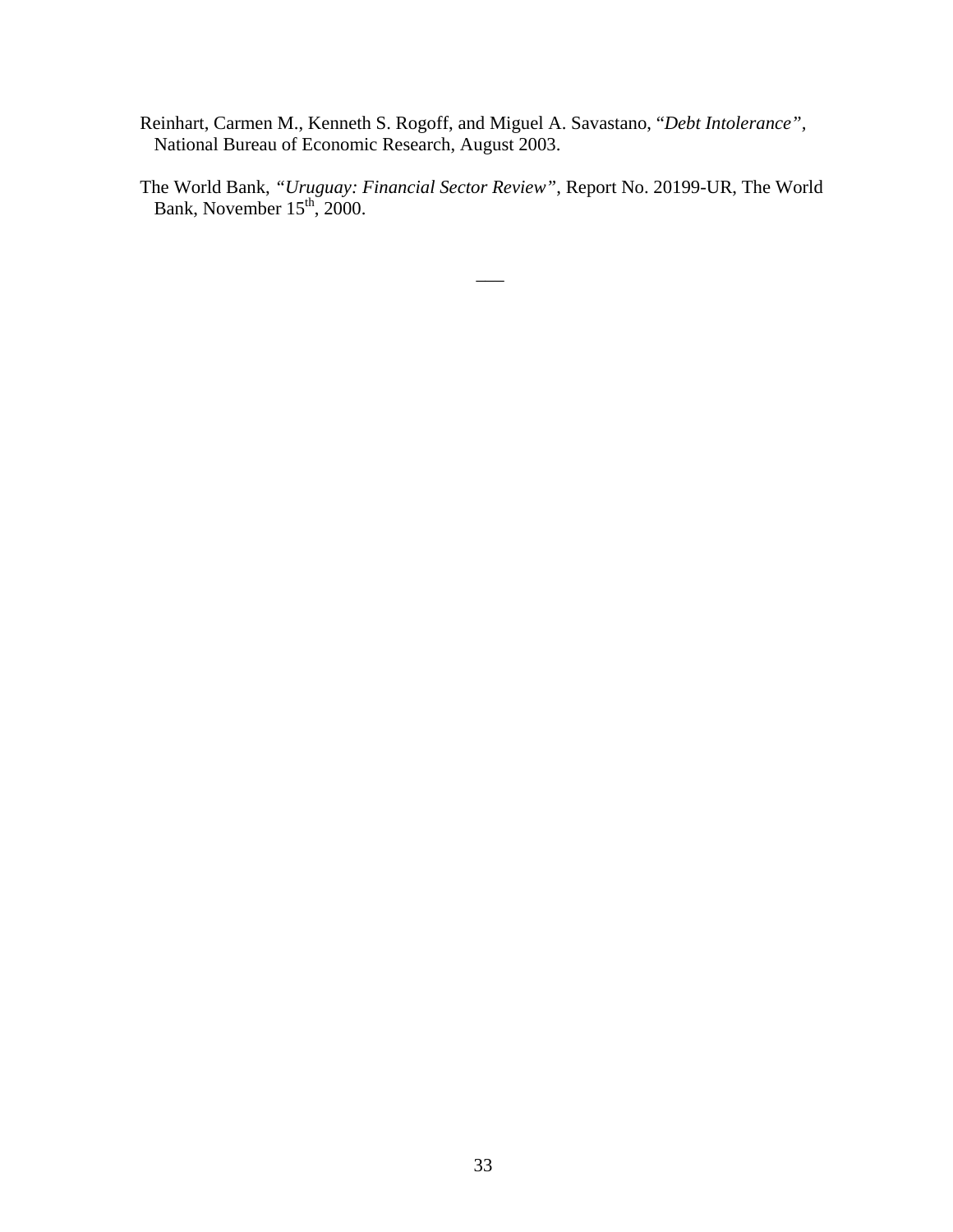Reinhart, Carmen M., Kenneth S. Rogoff, and Miguel A. Savastano, "*Debt Intolerance*", National Bureau of Economic Research, August 2003.

The World Bank, *"Uruguay: Financial Sector Review"*, Report No. 20199-UR, The World Bank, November 15th, 2000.

___